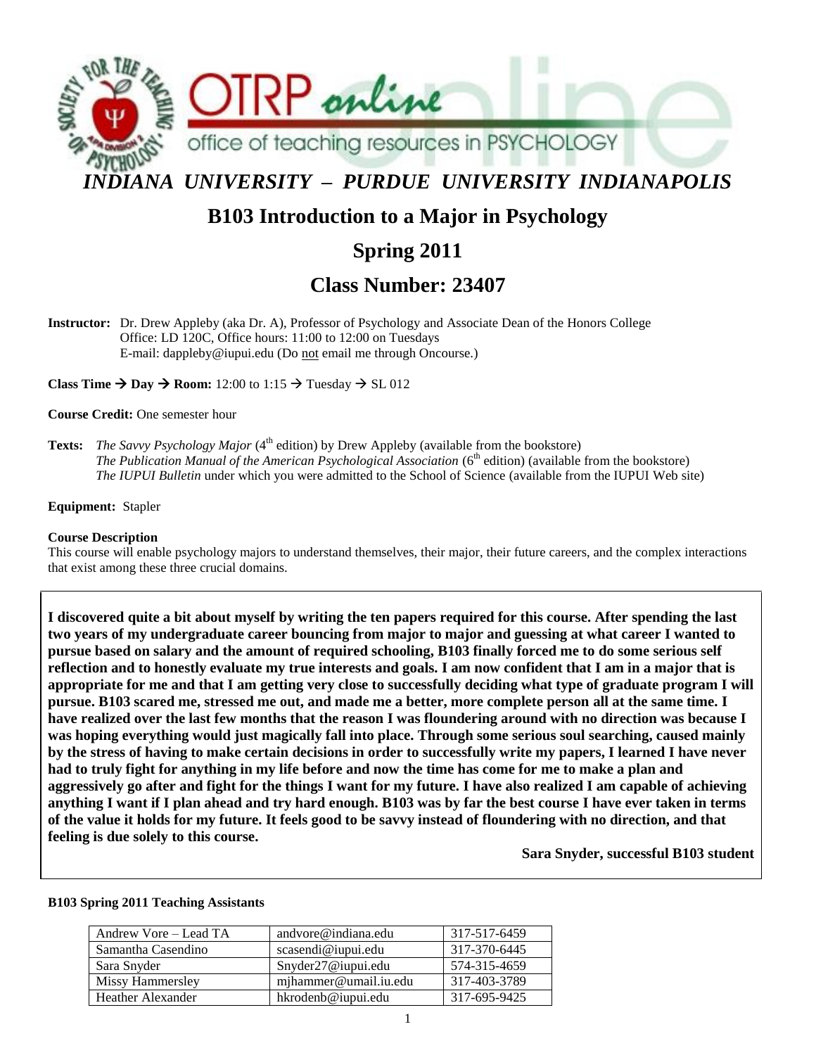OTRP online

office of teaching resources in PSYCHOLOGY

# *INDIANA UNIVERSITY – PURDUE UNIVERSITY INDIANAPOLIS*

## B103 Introduction to a Major in Psychology

## Spring 2011

## Class Number: 23407

**Instructor:** Dr. Drew Appleby (aka Dr. A), Professor of Psychology and Associate Dean of the Honors College
Office: LD 120C, Office hours: 11:00 to 12:00 on Tuesdays
E-mail: dappleby@iupui.edu (Do not email me through Oncourse.)

**Class Time → Day → Room:** 12:00 to 1:15 → Tuesday → SL 012

**Course Credit:** One semester hour

**Texts:** *The Savvy Psychology Major* (4th edition) by Drew Appleby (available from the bookstore)
*The Publication Manual of the American Psychological Association* (6th edition) (available from the bookstore)
*The IUPUI Bulletin* under which you were admitted to the School of Science (available from the IUPUI Web site)

**Equipment:** Stapler

**Course Description**

This course will enable psychology majors to understand themselves, their major, their future careers, and the complex interactions that exist among these three crucial domains.

**I discovered quite a bit about myself by writing the ten papers required for this course. After spending the last two years of my undergraduate career bouncing from major to major and guessing at what career I wanted to pursue based on salary and the amount of required schooling, B103 finally forced me to do some serious self reflection and to honestly evaluate my true interests and goals. I am now confident that I am in a major that is appropriate for me and that I am getting very close to successfully deciding what type of graduate program I will pursue. B103 scared me, stressed me out, and made me a better, more complete person all at the same time. I have realized over the last few months that the reason I was floundering around with no direction was because I was hoping everything would just magically fall into place. Through some serious soul searching, caused mainly by the stress of having to make certain decisions in order to successfully write my papers, I learned I have never had to truly fight for anything in my life before and now the time has come for me to make a plan and aggressively go after and fight for the things I want for my future. I have also realized I am capable of achieving anything I want if I plan ahead and try hard enough. B103 was by far the best course I have ever taken in terms of the value it holds for my future. It feels good to be savvy instead of floundering with no direction, and that feeling is due solely to this course.**

**Sara Snyder, successful B103 student**

**B103 Spring 2011 Teaching Assistants**

| | | |
|---|---|---|
| Andrew Vore – Lead TA | andvore@indiana.edu | 317-517-6459 |
| Samantha Casendino | scasendi@iupui.edu | 317-370-6445 |
| Sara Snyder | Snyder27@iupui.edu | 574-315-4659 |
| Missy Hammersley | mjhammer@umail.iu.edu | 317-403-3789 |
| Heather Alexander | hkrodenb@iupui.edu | 317-695-9425 |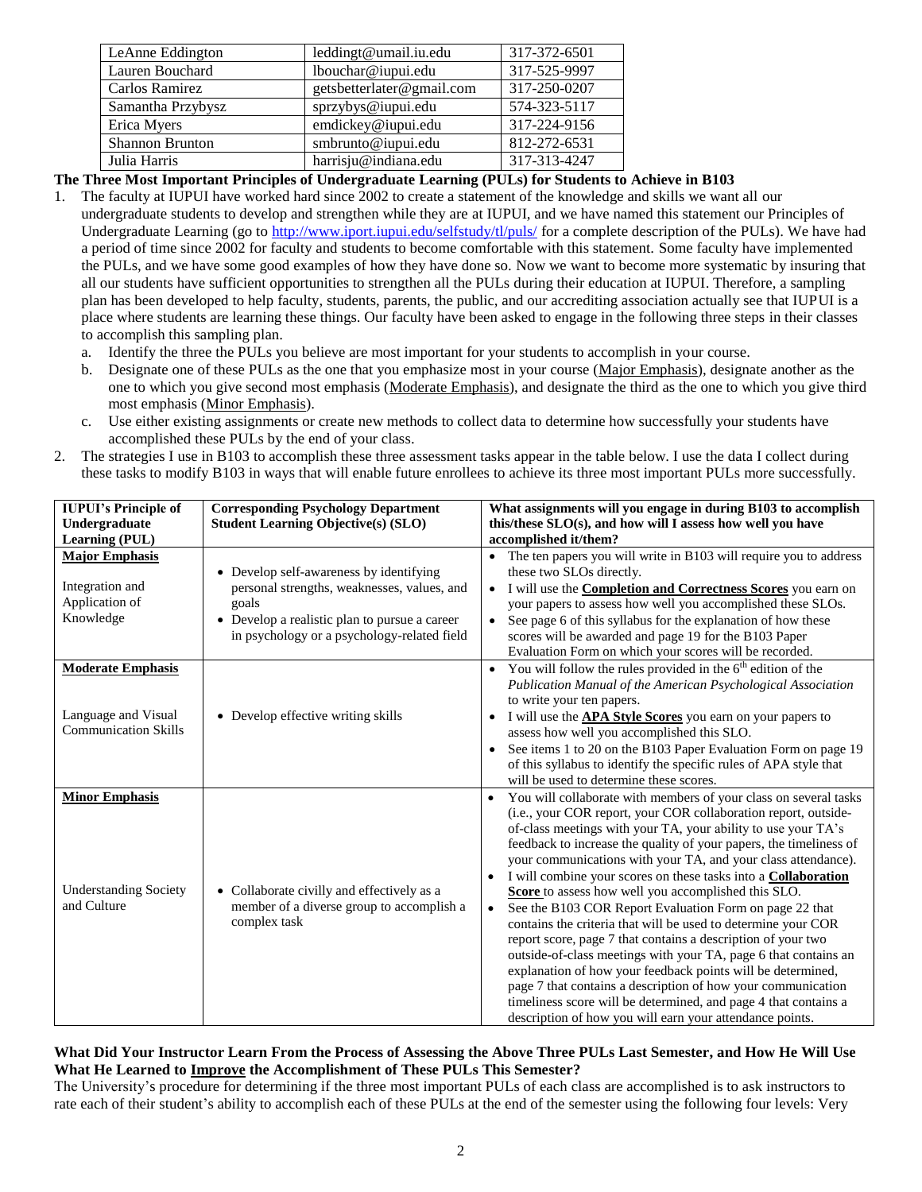| | | |
|---|---|---|
| LeAnne Eddington | leddingt@umail.iu.edu | 317-372-6501 |
| Lauren Bouchard | lbouchar@iupui.edu | 317-525-9997 |
| Carlos Ramirez | getsbetterlater@gmail.com | 317-250-0207 |
| Samantha Przybysz | sprzybys@iupui.edu | 574-323-5117 |
| Erica Myers | emdickey@iupui.edu | 317-224-9156 |
| Shannon Brunton | smbrunto@iupui.edu | 812-272-6531 |
| Julia Harris | harrisju@indiana.edu | 317-313-4247 |

**The Three Most Important Principles of Undergraduate Learning (PULs) for Students to Achieve in B103**

1. The faculty at IUPUI have worked hard since 2002 to create a statement of the knowledge and skills we want all our undergraduate students to develop and strengthen while they are at IUPUI, and we have named this statement our Principles of Undergraduate Learning (go to http://www.iport.iupui.edu/selfstudy/tl/puls/ for a complete description of the PULs). We have had a period of time since 2002 for faculty and students to become comfortable with this statement. Some faculty have implemented the PULs, and we have some good examples of how they have done so. Now we want to become more systematic by insuring that all our students have sufficient opportunities to strengthen all the PULs during their education at IUPUI. Therefore, a sampling plan has been developed to help faculty, students, parents, the public, and our accrediting association actually see that IUPUI is a place where students are learning these things. Our faculty have been asked to engage in the following three steps in their classes to accomplish this sampling plan.
   a. Identify the three the PULs you believe are most important for your students to accomplish in your course.
   b. Designate one of these PULs as the one that you emphasize most in your course (Major Emphasis), designate another as the one to which you give second most emphasis (Moderate Emphasis), and designate the third as the one to which you give third most emphasis (Minor Emphasis).
   c. Use either existing assignments or create new methods to collect data to determine how successfully your students have accomplished these PULs by the end of your class.
2. The strategies I use in B103 to accomplish these three assessment tasks appear in the table below. I use the data I collect during these tasks to modify B103 in ways that will enable future enrollees to achieve its three most important PULs more successfully.

| IUPUI's Principle of Undergraduate Learning (PUL) | Corresponding Psychology Department Student Learning Objective(s) (SLO) | What assignments will you engage in during B103 to accomplish this/these SLO(s), and how will I assess how well you have accomplished it/them? |
|---|---|---|
| **Major Emphasis**<br><br>Integration and Application of Knowledge | • Develop self-awareness by identifying personal strengths, weaknesses, values, and goals<br>• Develop a realistic plan to pursue a career in psychology or a psychology-related field | • The ten papers you will write in B103 will require you to address these two SLOs directly.<br>• I will use the **Completion and Correctness Scores** you earn on your papers to assess how well you accomplished these SLOs.<br>• See page 6 of this syllabus for the explanation of how these scores will be awarded and page 19 for the B103 Paper Evaluation Form on which your scores will be recorded. |
| **Moderate Emphasis**<br><br>Language and Visual Communication Skills | • Develop effective writing skills | • You will follow the rules provided in the 6th edition of the *Publication Manual of the American Psychological Association* to write your ten papers.<br>• I will use the **APA Style Scores** you earn on your papers to assess how well you accomplished this SLO.<br>• See items 1 to 20 on the B103 Paper Evaluation Form on page 19 of this syllabus to identify the specific rules of APA style that will be used to determine these scores. |
| **Minor Emphasis**<br><br>Understanding Society and Culture | • Collaborate civilly and effectively as a member of a diverse group to accomplish a complex task | • You will collaborate with members of your class on several tasks (i.e., your COR report, your COR collaboration report, outside-of-class meetings with your TA, your ability to use your TA's feedback to increase the quality of your papers, the timeliness of your communications with your TA, and your class attendance).<br>• I will combine your scores on these tasks into a **Collaboration Score** to assess how well you accomplished this SLO.<br>• See the B103 COR Report Evaluation Form on page 22 that contains the criteria that will be used to determine your COR report score, page 7 that contains a description of your two outside-of-class meetings with your TA, page 6 that contains an explanation of how your feedback points will be determined, page 7 that contains a description of how your communication timeliness score will be determined, and page 4 that contains a description of how you will earn your attendance points. |

**What Did Your Instructor Learn From the Process of Assessing the Above Three PULs Last Semester, and How He Will Use What He Learned to Improve the Accomplishment of These PULs This Semester?**

The University's procedure for determining if the three most important PULs of each class are accomplished is to ask instructors to rate each of their student's ability to accomplish each of these PULs at the end of the semester using the following four levels: Very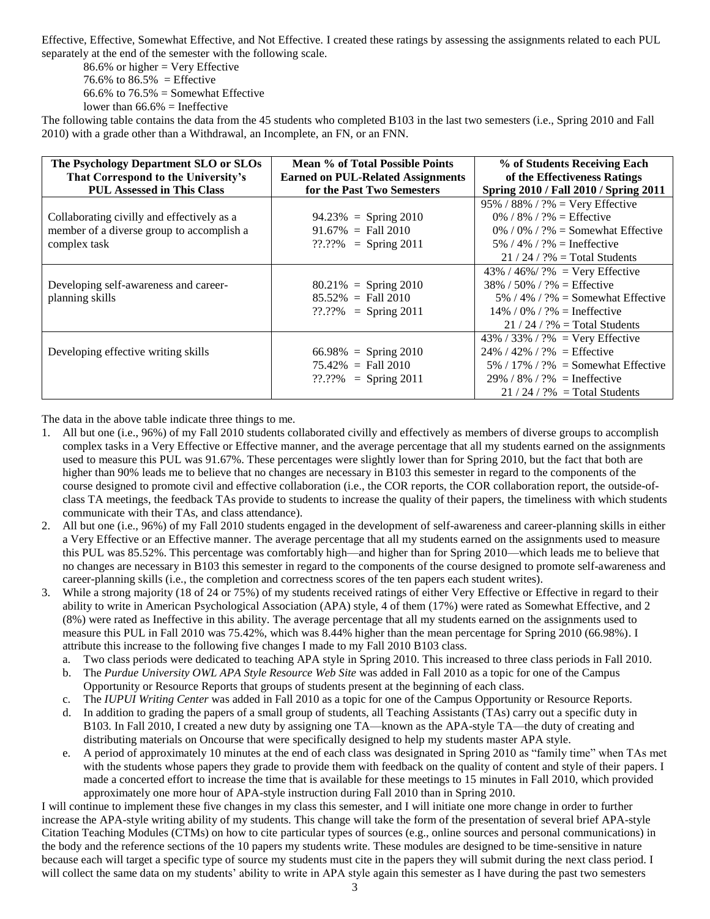Effective, Effective, Somewhat Effective, and Not Effective. I created these ratings by assessing the assignments related to each PUL separately at the end of the semester with the following scale.

86.6% or higher = Very Effective
76.6% to 86.5% = Effective
66.6% to 76.5% = Somewhat Effective
lower than 66.6% = Ineffective

The following table contains the data from the 45 students who completed B103 in the last two semesters (i.e., Spring 2010 and Fall 2010) with a grade other than a Withdrawal, an Incomplete, an FN, or an FNN.

| The Psychology Department SLO or SLOs That Correspond to the University's PUL Assessed in This Class | Mean % of Total Possible Points Earned on PUL-Related Assignments for the Past Two Semesters | % of Students Receiving Each of the Effectiveness Ratings Spring 2010 / Fall 2010 / Spring 2011 |
|---|---|---|
| Collaborating civilly and effectively as a member of a diverse group to accomplish a complex task | 94.23% = Spring 2010<br>91.67% = Fall 2010<br>??.??% = Spring 2011 | 95% / 88% / ?% = Very Effective<br>0% / 8% / ?% = Effective<br>0% / 0% / ?% = Somewhat Effective<br>5% / 4% / ?% = Ineffective<br>21 / 24 / ?% = Total Students |
| Developing self-awareness and career-planning skills | 80.21% = Spring 2010<br>85.52% = Fall 2010<br>??.??% = Spring 2011 | 43% / 46%/ ?% = Very Effective<br>38% / 50% / ?% = Effective<br>5% / 4% / ?% = Somewhat Effective<br>14% / 0% / ?% = Ineffective<br>21 / 24 / ?% = Total Students |
| Developing effective writing skills | 66.98% = Spring 2010<br>75.42% = Fall 2010<br>??.??% = Spring 2011 | 43% / 33% / ?% = Very Effective<br>24% / 42% / ?% = Effective<br>5% / 17% / ?% = Somewhat Effective<br>29% / 8% / ?% = Ineffective<br>21 / 24 / ?% = Total Students |

The data in the above table indicate three things to me.

1. All but one (i.e., 96%) of my Fall 2010 students collaborated civilly and effectively as members of diverse groups to accomplish complex tasks in a Very Effective or Effective manner, and the average percentage that all my students earned on the assignments used to measure this PUL was 91.67%. These percentages were slightly lower than for Spring 2010, but the fact that both are higher than 90% leads me to believe that no changes are necessary in B103 this semester in regard to the components of the course designed to promote civil and effective collaboration (i.e., the COR reports, the COR collaboration report, the outside-of-class TA meetings, the feedback TAs provide to students to increase the quality of their papers, the timeliness with which students communicate with their TAs, and class attendance).
2. All but one (i.e., 96%) of my Fall 2010 students engaged in the development of self-awareness and career-planning skills in either a Very Effective or an Effective manner. The average percentage that all my students earned on the assignments used to measure this PUL was 85.52%. This percentage was comfortably high—and higher than for Spring 2010—which leads me to believe that no changes are necessary in B103 this semester in regard to the components of the course designed to promote self-awareness and career-planning skills (i.e., the completion and correctness scores of the ten papers each student writes).
3. While a strong majority (18 of 24 or 75%) of my students received ratings of either Very Effective or Effective in regard to their ability to write in American Psychological Association (APA) style, 4 of them (17%) were rated as Somewhat Effective, and 2 (8%) were rated as Ineffective in this ability. The average percentage that all my students earned on the assignments used to measure this PUL in Fall 2010 was 75.42%, which was 8.44% higher than the mean percentage for Spring 2010 (66.98%). I attribute this increase to the following five changes I made to my Fall 2010 B103 class.
   a. Two class periods were dedicated to teaching APA style in Spring 2010. This increased to three class periods in Fall 2010.
   b. The *Purdue University OWL APA Style Resource Web Site* was added in Fall 2010 as a topic for one of the Campus Opportunity or Resource Reports that groups of students present at the beginning of each class.
   c. The *IUPUI Writing Center* was added in Fall 2010 as a topic for one of the Campus Opportunity or Resource Reports.
   d. In addition to grading the papers of a small group of students, all Teaching Assistants (TAs) carry out a specific duty in B103. In Fall 2010, I created a new duty by assigning one TA—known as the APA-style TA—the duty of creating and distributing materials on Oncourse that were specifically designed to help my students master APA style.
   e. A period of approximately 10 minutes at the end of each class was designated in Spring 2010 as "family time" when TAs met with the students whose papers they grade to provide them with feedback on the quality of content and style of their papers. I made a concerted effort to increase the time that is available for these meetings to 15 minutes in Fall 2010, which provided approximately one more hour of APA-style instruction during Fall 2010 than in Spring 2010.

I will continue to implement these five changes in my class this semester, and I will initiate one more change in order to further increase the APA-style writing ability of my students. This change will take the form of the presentation of several brief APA-style Citation Teaching Modules (CTMs) on how to cite particular types of sources (e.g., online sources and personal communications) in the body and the reference sections of the 10 papers my students write. These modules are designed to be time-sensitive in nature because each will target a specific type of source my students must cite in the papers they will submit during the next class period. I will collect the same data on my students' ability to write in APA style again this semester as I have during the past two semesters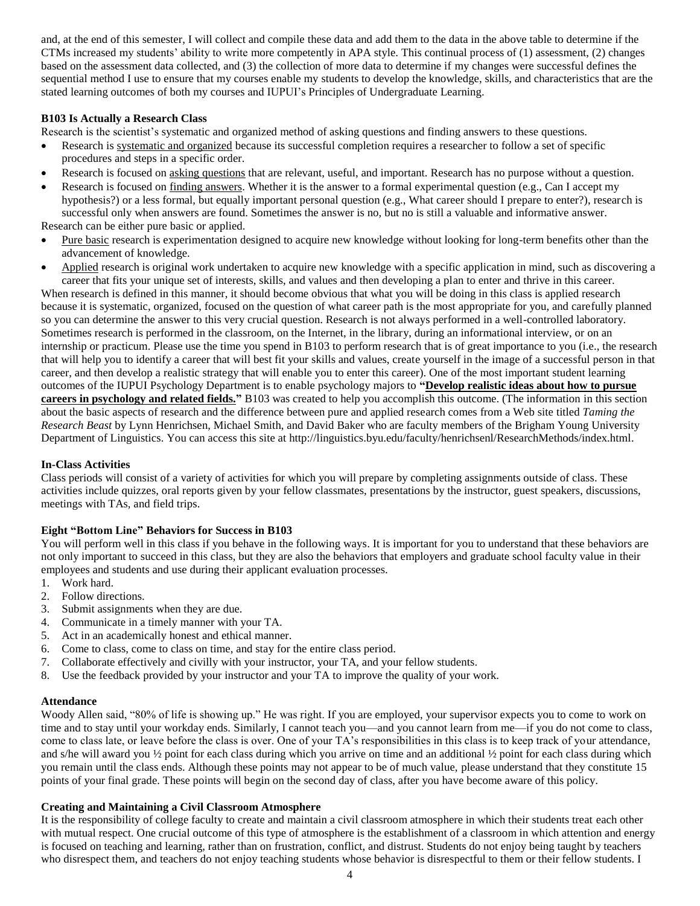and, at the end of this semester, I will collect and compile these data and add them to the data in the above table to determine if the CTMs increased my students' ability to write more competently in APA style. This continual process of (1) assessment, (2) changes based on the assessment data collected, and (3) the collection of more data to determine if my changes were successful defines the sequential method I use to ensure that my courses enable my students to develop the knowledge, skills, and characteristics that are the stated learning outcomes of both my courses and IUPUI's Principles of Undergraduate Learning.

**B103 Is Actually a Research Class**

Research is the scientist's systematic and organized method of asking questions and finding answers to these questions.

- Research is systematic and organized because its successful completion requires a researcher to follow a set of specific procedures and steps in a specific order.
- Research is focused on asking questions that are relevant, useful, and important. Research has no purpose without a question.
- Research is focused on finding answers. Whether it is the answer to a formal experimental question (e.g., Can I accept my hypothesis?) or a less formal, but equally important personal question (e.g., What career should I prepare to enter?), research is successful only when answers are found. Sometimes the answer is no, but no is still a valuable and informative answer.

Research can be either pure basic or applied.

- Pure basic research is experimentation designed to acquire new knowledge without looking for long-term benefits other than the advancement of knowledge.
- Applied research is original work undertaken to acquire new knowledge with a specific application in mind, such as discovering a career that fits your unique set of interests, skills, and values and then developing a plan to enter and thrive in this career.

When research is defined in this manner, it should become obvious that what you will be doing in this class is applied research because it is systematic, organized, focused on the question of what career path is the most appropriate for you, and carefully planned so you can determine the answer to this very crucial question. Research is not always performed in a well-controlled laboratory. Sometimes research is performed in the classroom, on the Internet, in the library, during an informational interview, or on an internship or practicum. Please use the time you spend in B103 to perform research that is of great importance to you (i.e., the research that will help you to identify a career that will best fit your skills and values, create yourself in the image of a successful person in that career, and then develop a realistic strategy that will enable you to enter this career). One of the most important student learning outcomes of the IUPUI Psychology Department is to enable psychology majors to **"Develop realistic ideas about how to pursue careers in psychology and related fields."** B103 was created to help you accomplish this outcome. (The information in this section about the basic aspects of research and the difference between pure and applied research comes from a Web site titled *Taming the Research Beast* by Lynn Henrichsen, Michael Smith, and David Baker who are faculty members of the Brigham Young University Department of Linguistics. You can access this site at http://linguistics.byu.edu/faculty/henrichsenl/ResearchMethods/index.html.

**In-Class Activities**

Class periods will consist of a variety of activities for which you will prepare by completing assignments outside of class. These activities include quizzes, oral reports given by your fellow classmates, presentations by the instructor, guest speakers, discussions, meetings with TAs, and field trips.

**Eight "Bottom Line" Behaviors for Success in B103**

You will perform well in this class if you behave in the following ways. It is important for you to understand that these behaviors are not only important to succeed in this class, but they are also the behaviors that employers and graduate school faculty value in their employees and students and use during their applicant evaluation processes.

1. Work hard.
2. Follow directions.
3. Submit assignments when they are due.
4. Communicate in a timely manner with your TA.
5. Act in an academically honest and ethical manner.
6. Come to class, come to class on time, and stay for the entire class period.
7. Collaborate effectively and civilly with your instructor, your TA, and your fellow students.
8. Use the feedback provided by your instructor and your TA to improve the quality of your work.

**Attendance**

Woody Allen said, "80% of life is showing up." He was right. If you are employed, your supervisor expects you to come to work on time and to stay until your workday ends. Similarly, I cannot teach you—and you cannot learn from me—if you do not come to class, come to class late, or leave before the class is over. One of your TA's responsibilities in this class is to keep track of your attendance, and s/he will award you ½ point for each class during which you arrive on time and an additional ½ point for each class during which you remain until the class ends. Although these points may not appear to be of much value, please understand that they constitute 15 points of your final grade. These points will begin on the second day of class, after you have become aware of this policy.

**Creating and Maintaining a Civil Classroom Atmosphere**

It is the responsibility of college faculty to create and maintain a civil classroom atmosphere in which their students treat each other with mutual respect. One crucial outcome of this type of atmosphere is the establishment of a classroom in which attention and energy is focused on teaching and learning, rather than on frustration, conflict, and distrust. Students do not enjoy being taught by teachers who disrespect them, and teachers do not enjoy teaching students whose behavior is disrespectful to them or their fellow students. I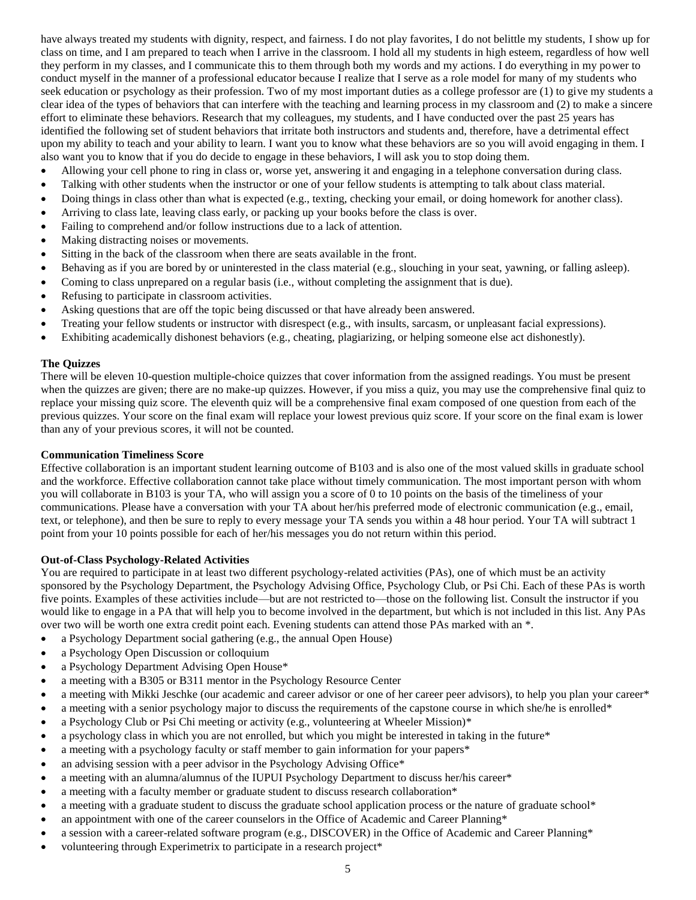have always treated my students with dignity, respect, and fairness. I do not play favorites, I do not belittle my students, I show up for class on time, and I am prepared to teach when I arrive in the classroom. I hold all my students in high esteem, regardless of how well they perform in my classes, and I communicate this to them through both my words and my actions. I do everything in my power to conduct myself in the manner of a professional educator because I realize that I serve as a role model for many of my students who seek education or psychology as their profession. Two of my most important duties as a college professor are (1) to give my students a clear idea of the types of behaviors that can interfere with the teaching and learning process in my classroom and (2) to make a sincere effort to eliminate these behaviors. Research that my colleagues, my students, and I have conducted over the past 25 years has identified the following set of student behaviors that irritate both instructors and students and, therefore, have a detrimental effect upon my ability to teach and your ability to learn. I want you to know what these behaviors are so you will avoid engaging in them. I also want you to know that if you do decide to engage in these behaviors, I will ask you to stop doing them.

- Allowing your cell phone to ring in class or, worse yet, answering it and engaging in a telephone conversation during class.
- Talking with other students when the instructor or one of your fellow students is attempting to talk about class material.
- Doing things in class other than what is expected (e.g., texting, checking your email, or doing homework for another class).
- Arriving to class late, leaving class early, or packing up your books before the class is over.
- Failing to comprehend and/or follow instructions due to a lack of attention.
- Making distracting noises or movements.
- Sitting in the back of the classroom when there are seats available in the front.
- Behaving as if you are bored by or uninterested in the class material (e.g., slouching in your seat, yawning, or falling asleep).
- Coming to class unprepared on a regular basis (i.e., without completing the assignment that is due).
- Refusing to participate in classroom activities.
- Asking questions that are off the topic being discussed or that have already been answered.
- Treating your fellow students or instructor with disrespect (e.g., with insults, sarcasm, or unpleasant facial expressions).
- Exhibiting academically dishonest behaviors (e.g., cheating, plagiarizing, or helping someone else act dishonestly).

**The Quizzes**

There will be eleven 10-question multiple-choice quizzes that cover information from the assigned readings. You must be present when the quizzes are given; there are no make-up quizzes. However, if you miss a quiz, you may use the comprehensive final quiz to replace your missing quiz score. The eleventh quiz will be a comprehensive final exam composed of one question from each of the previous quizzes. Your score on the final exam will replace your lowest previous quiz score. If your score on the final exam is lower than any of your previous scores, it will not be counted.

**Communication Timeliness Score**

Effective collaboration is an important student learning outcome of B103 and is also one of the most valued skills in graduate school and the workforce. Effective collaboration cannot take place without timely communication. The most important person with whom you will collaborate in B103 is your TA, who will assign you a score of 0 to 10 points on the basis of the timeliness of your communications. Please have a conversation with your TA about her/his preferred mode of electronic communication (e.g., email, text, or telephone), and then be sure to reply to every message your TA sends you within a 48 hour period. Your TA will subtract 1 point from your 10 points possible for each of her/his messages you do not return within this period.

**Out-of-Class Psychology-Related Activities**

You are required to participate in at least two different psychology-related activities (PAs), one of which must be an activity sponsored by the Psychology Department, the Psychology Advising Office, Psychology Club, or Psi Chi. Each of these PAs is worth five points. Examples of these activities include—but are not restricted to—those on the following list. Consult the instructor if you would like to engage in a PA that will help you to become involved in the department, but which is not included in this list. Any PAs over two will be worth one extra credit point each. Evening students can attend those PAs marked with an *.

- a Psychology Department social gathering (e.g., the annual Open House)
- a Psychology Open Discussion or colloquium
- a Psychology Department Advising Open House*
- a meeting with a B305 or B311 mentor in the Psychology Resource Center
- a meeting with Mikki Jeschke (our academic and career advisor or one of her career peer advisors), to help you plan your career*
- a meeting with a senior psychology major to discuss the requirements of the capstone course in which she/he is enrolled*
- a Psychology Club or Psi Chi meeting or activity (e.g., volunteering at Wheeler Mission)*
- a psychology class in which you are not enrolled, but which you might be interested in taking in the future*
- a meeting with a psychology faculty or staff member to gain information for your papers*
- an advising session with a peer advisor in the Psychology Advising Office*
- a meeting with an alumna/alumnus of the IUPUI Psychology Department to discuss her/his career*
- a meeting with a faculty member or graduate student to discuss research collaboration*
- a meeting with a graduate student to discuss the graduate school application process or the nature of graduate school*
- an appointment with one of the career counselors in the Office of Academic and Career Planning*
- a session with a career-related software program (e.g., DISCOVER) in the Office of Academic and Career Planning*
- volunteering through Experimetrix to participate in a research project*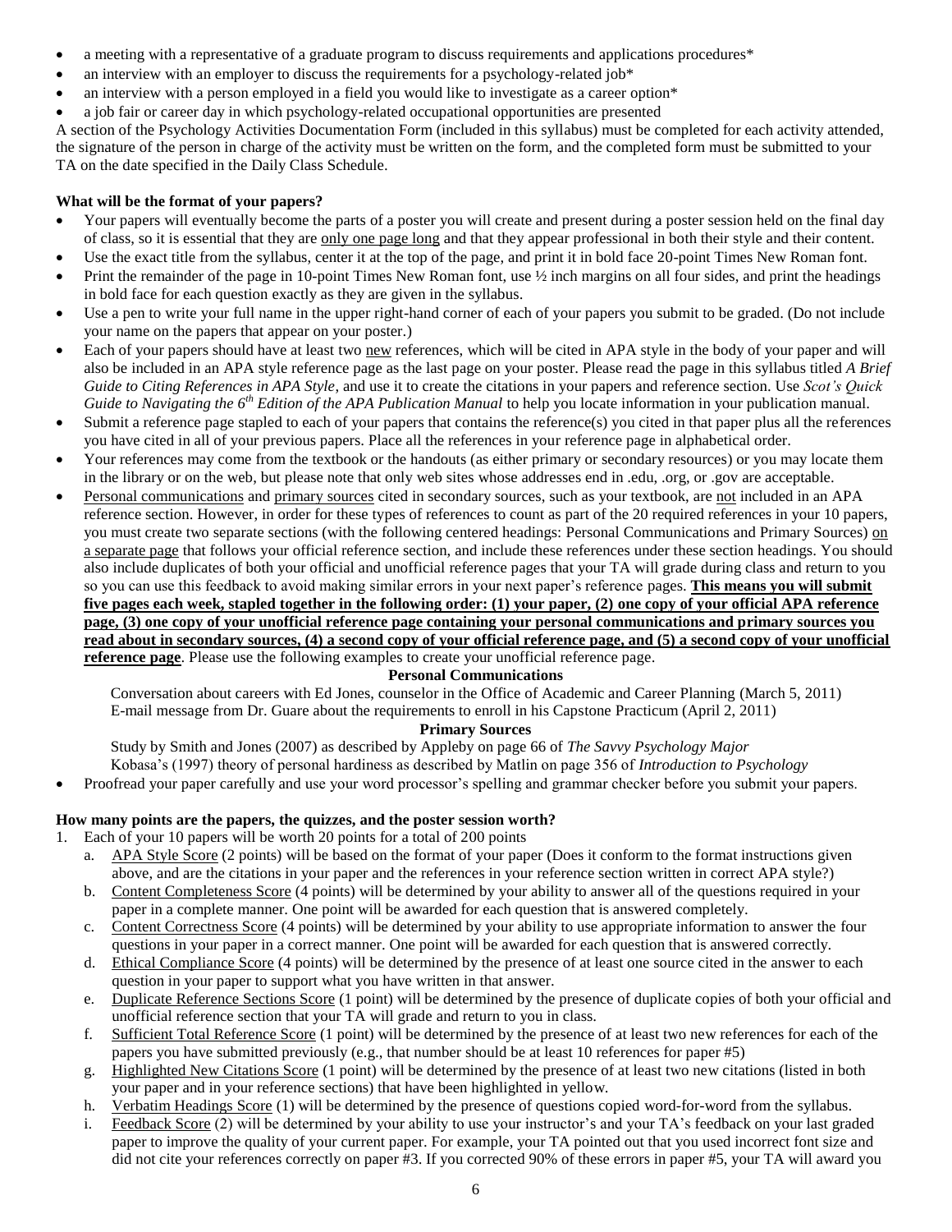- a meeting with a representative of a graduate program to discuss requirements and applications procedures*
- an interview with an employer to discuss the requirements for a psychology-related job*
- an interview with a person employed in a field you would like to investigate as a career option*
- a job fair or career day in which psychology-related occupational opportunities are presented

A section of the Psychology Activities Documentation Form (included in this syllabus) must be completed for each activity attended, the signature of the person in charge of the activity must be written on the form, and the completed form must be submitted to your TA on the date specified in the Daily Class Schedule.

**What will be the format of your papers?**

- Your papers will eventually become the parts of a poster you will create and present during a poster session held on the final day of class, so it is essential that they are only one page long and that they appear professional in both their style and their content.
- Use the exact title from the syllabus, center it at the top of the page, and print it in bold face 20-point Times New Roman font.
- Print the remainder of the page in 10-point Times New Roman font, use ½ inch margins on all four sides, and print the headings in bold face for each question exactly as they are given in the syllabus.
- Use a pen to write your full name in the upper right-hand corner of each of your papers you submit to be graded. (Do not include your name on the papers that appear on your poster.)
- Each of your papers should have at least two new references, which will be cited in APA style in the body of your paper and will also be included in an APA style reference page as the last page on your poster. Please read the page in this syllabus titled *A Brief Guide to Citing References in APA Style*, and use it to create the citations in your papers and reference section. Use *Scot's Quick Guide to Navigating the 6th Edition of the APA Publication Manual* to help you locate information in your publication manual.
- Submit a reference page stapled to each of your papers that contains the reference(s) you cited in that paper plus all the references you have cited in all of your previous papers. Place all the references in your reference page in alphabetical order.
- Your references may come from the textbook or the handouts (as either primary or secondary resources) or you may locate them in the library or on the web, but please note that only web sites whose addresses end in .edu, .org, or .gov are acceptable.
- Personal communications and primary sources cited in secondary sources, such as your textbook, are not included in an APA reference section. However, in order for these types of references to count as part of the 20 required references in your 10 papers, you must create two separate sections (with the following centered headings: Personal Communications and Primary Sources) on a separate page that follows your official reference section, and include these references under these section headings. You should also include duplicates of both your official and unofficial reference pages that your TA will grade during class and return to you so you can use this feedback to avoid making similar errors in your next paper's reference pages. **This means you will submit five pages each week, stapled together in the following order: (1) your paper, (2) one copy of your official APA reference page, (3) one copy of your unofficial reference page containing your personal communications and primary sources you read about in secondary sources, (4) a second copy of your official reference page, and (5) a second copy of your unofficial reference page**. Please use the following examples to create your unofficial reference page.

  **Personal Communications**

  Conversation about careers with Ed Jones, counselor in the Office of Academic and Career Planning (March 5, 2011)
  E-mail message from Dr. Guare about the requirements to enroll in his Capstone Practicum (April 2, 2011)

  **Primary Sources**

  Study by Smith and Jones (2007) as described by Appleby on page 66 of *The Savvy Psychology Major*
  Kobasa's (1997) theory of personal hardiness as described by Matlin on page 356 of *Introduction to Psychology*
- Proofread your paper carefully and use your word processor's spelling and grammar checker before you submit your papers.

**How many points are the papers, the quizzes, and the poster session worth?**

1. Each of your 10 papers will be worth 20 points for a total of 200 points
   a. APA Style Score (2 points) will be based on the format of your paper (Does it conform to the format instructions given above, and are the citations in your paper and the references in your reference section written in correct APA style?)
   b. Content Completeness Score (4 points) will be determined by your ability to answer all of the questions required in your paper in a complete manner. One point will be awarded for each question that is answered completely.
   c. Content Correctness Score (4 points) will be determined by your ability to use appropriate information to answer the four questions in your paper in a correct manner. One point will be awarded for each question that is answered correctly.
   d. Ethical Compliance Score (4 points) will be determined by the presence of at least one source cited in the answer to each question in your paper to support what you have written in that answer.
   e. Duplicate Reference Sections Score (1 point) will be determined by the presence of duplicate copies of both your official and unofficial reference section that your TA will grade and return to you in class.
   f. Sufficient Total Reference Score (1 point) will be determined by the presence of at least two new references for each of the papers you have submitted previously (e.g., that number should be at least 10 references for paper #5)
   g. Highlighted New Citations Score (1 point) will be determined by the presence of at least two new citations (listed in both your paper and in your reference sections) that have been highlighted in yellow.
   h. Verbatim Headings Score (1) will be determined by the presence of questions copied word-for-word from the syllabus.
   i. Feedback Score (2) will be determined by your ability to use your instructor's and your TA's feedback on your last graded paper to improve the quality of your current paper. For example, your TA pointed out that you used incorrect font size and did not cite your references correctly on paper #3. If you corrected 90% of these errors in paper #5, your TA will award you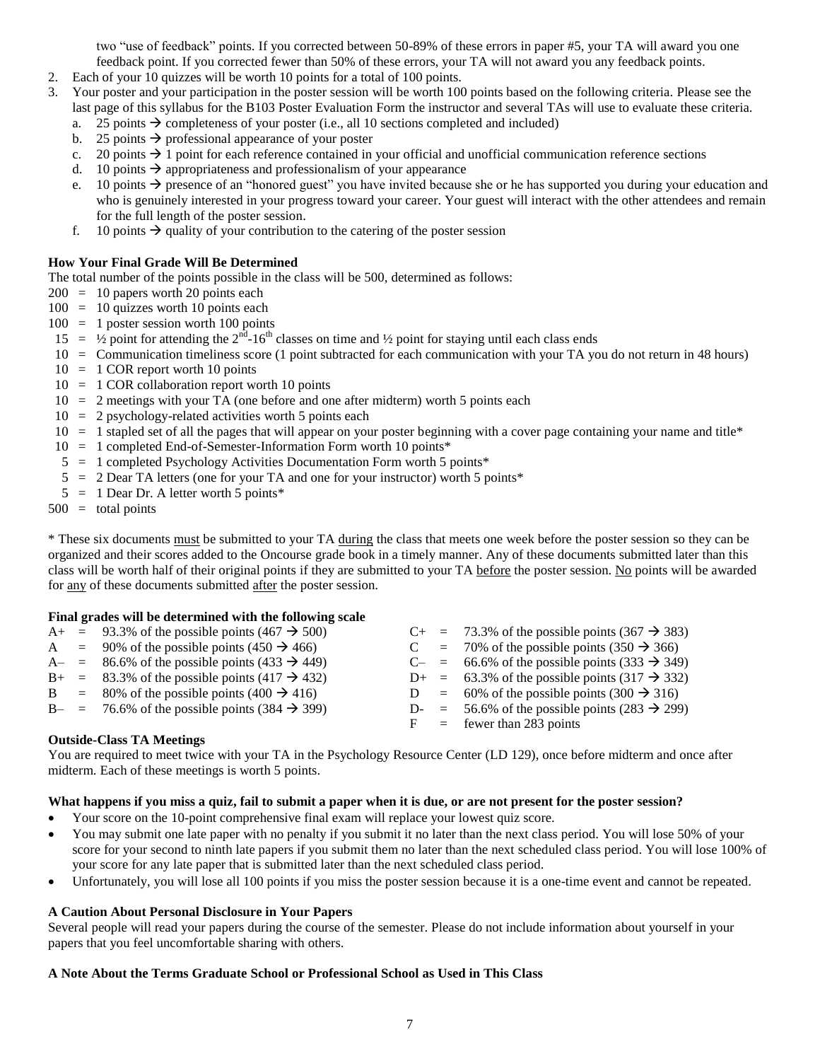two "use of feedback" points. If you corrected between 50-89% of these errors in paper #5, your TA will award you one feedback point. If you corrected fewer than 50% of these errors, your TA will not award you any feedback points.

2. Each of your 10 quizzes will be worth 10 points for a total of 100 points.
3. Your poster and your participation in the poster session will be worth 100 points based on the following criteria. Please see the last page of this syllabus for the B103 Poster Evaluation Form the instructor and several TAs will use to evaluate these criteria.
   a. 25 points → completeness of your poster (i.e., all 10 sections completed and included)
   b. 25 points → professional appearance of your poster
   c. 20 points → 1 point for each reference contained in your official and unofficial communication reference sections
   d. 10 points → appropriateness and professionalism of your appearance
   e. 10 points → presence of an "honored guest" you have invited because she or he has supported you during your education and who is genuinely interested in your progress toward your career. Your guest will interact with the other attendees and remain for the full length of the poster session.
   f. 10 points → quality of your contribution to the catering of the poster session

**How Your Final Grade Will Be Determined**

The total number of the points possible in the class will be 500, determined as follows:

200 = 10 papers worth 20 points each
100 = 10 quizzes worth 10 points each
100 = 1 poster session worth 100 points
15 = ½ point for attending the 2nd-16th classes on time and ½ point for staying until each class ends
10 = Communication timeliness score (1 point subtracted for each communication with your TA you do not return in 48 hours)
10 = 1 COR report worth 10 points
10 = 1 COR collaboration report worth 10 points
10 = 2 meetings with your TA (one before and one after midterm) worth 5 points each
10 = 2 psychology-related activities worth 5 points each
10 = 1 stapled set of all the pages that will appear on your poster beginning with a cover page containing your name and title*
10 = 1 completed End-of-Semester-Information Form worth 10 points*
5 = 1 completed Psychology Activities Documentation Form worth 5 points*
5 = 2 Dear TA letters (one for your TA and one for your instructor) worth 5 points*
5 = 1 Dear Dr. A letter worth 5 points*
500 = total points

\* These six documents must be submitted to your TA during the class that meets one week before the poster session so they can be organized and their scores added to the Oncourse grade book in a timely manner. Any of these documents submitted later than this class will be worth half of their original points if they are submitted to your TA before the poster session. No points will be awarded for any of these documents submitted after the poster session.

**Final grades will be determined with the following scale**

A+ = 93.3% of the possible points (467 → 500)
A = 90% of the possible points (450 → 466)
A– = 86.6% of the possible points (433 → 449)
B+ = 83.3% of the possible points (417 → 432)
B = 80% of the possible points (400 → 416)
B– = 76.6% of the possible points (384 → 399)
C+ = 73.3% of the possible points (367 → 383)
C = 70% of the possible points (350 → 366)
C– = 66.6% of the possible points (333 → 349)
D+ = 63.3% of the possible points (317 → 332)
D = 60% of the possible points (300 → 316)
D- = 56.6% of the possible points (283 → 299)
F = fewer than 283 points

**Outside-Class TA Meetings**

You are required to meet twice with your TA in the Psychology Resource Center (LD 129), once before midterm and once after midterm. Each of these meetings is worth 5 points.

**What happens if you miss a quiz, fail to submit a paper when it is due, or are not present for the poster session?**

- Your score on the 10-point comprehensive final exam will replace your lowest quiz score.
- You may submit one late paper with no penalty if you submit it no later than the next class period. You will lose 50% of your score for your second to ninth late papers if you submit them no later than the next scheduled class period. You will lose 100% of your score for any late paper that is submitted later than the next scheduled class period.
- Unfortunately, you will lose all 100 points if you miss the poster session because it is a one-time event and cannot be repeated.

**A Caution About Personal Disclosure in Your Papers**

Several people will read your papers during the course of the semester. Please do not include information about yourself in your papers that you feel uncomfortable sharing with others.

**A Note About the Terms Graduate School or Professional School as Used in This Class**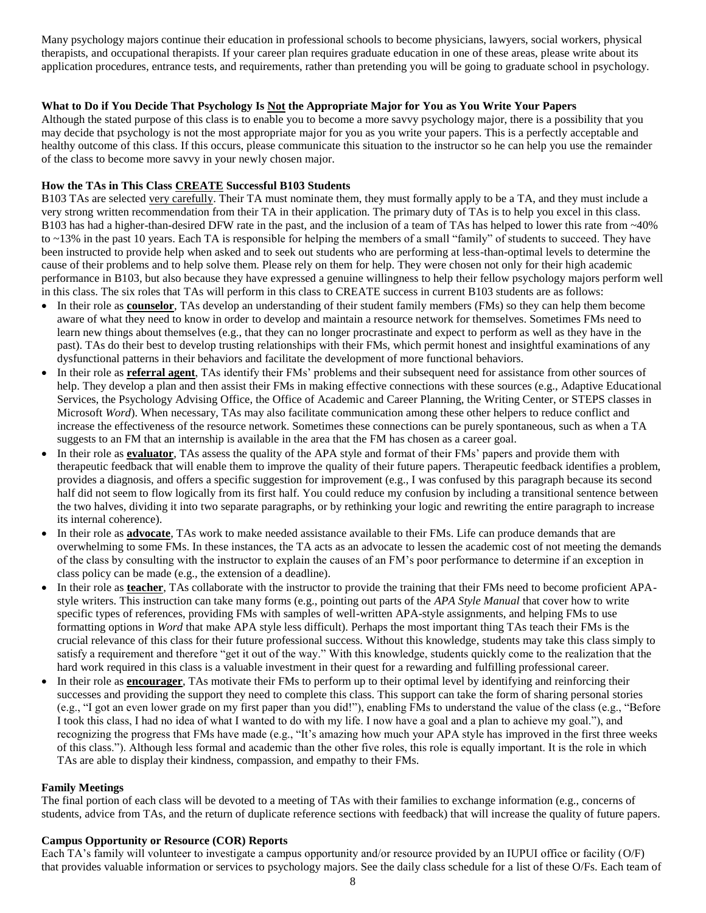Many psychology majors continue their education in professional schools to become physicians, lawyers, social workers, physical therapists, and occupational therapists. If your career plan requires graduate education in one of these areas, please write about its application procedures, entrance tests, and requirements, rather than pretending you will be going to graduate school in psychology.

**What to Do if You Decide That Psychology Is Not the Appropriate Major for You as You Write Your Papers**

Although the stated purpose of this class is to enable you to become a more savvy psychology major, there is a possibility that you may decide that psychology is not the most appropriate major for you as you write your papers. This is a perfectly acceptable and healthy outcome of this class. If this occurs, please communicate this situation to the instructor so he can help you use the remainder of the class to become more savvy in your newly chosen major.

**How the TAs in This Class CREATE Successful B103 Students**

B103 TAs are selected very carefully. Their TA must nominate them, they must formally apply to be a TA, and they must include a very strong written recommendation from their TA in their application. The primary duty of TAs is to help you excel in this class. B103 has had a higher-than-desired DFW rate in the past, and the inclusion of a team of TAs has helped to lower this rate from ~40% to ~13% in the past 10 years. Each TA is responsible for helping the members of a small "family" of students to succeed. They have been instructed to provide help when asked and to seek out students who are performing at less-than-optimal levels to determine the cause of their problems and to help solve them. Please rely on them for help. They were chosen not only for their high academic performance in B103, but also because they have expressed a genuine willingness to help their fellow psychology majors perform well in this class. The six roles that TAs will perform in this class to CREATE success in current B103 students are as follows:

- In their role as **counselor**, TAs develop an understanding of their student family members (FMs) so they can help them become aware of what they need to know in order to develop and maintain a resource network for themselves. Sometimes FMs need to learn new things about themselves (e.g., that they can no longer procrastinate and expect to perform as well as they have in the past). TAs do their best to develop trusting relationships with their FMs, which permit honest and insightful examinations of any dysfunctional patterns in their behaviors and facilitate the development of more functional behaviors.
- In their role as **referral agent**, TAs identify their FMs' problems and their subsequent need for assistance from other sources of help. They develop a plan and then assist their FMs in making effective connections with these sources (e.g., Adaptive Educational Services, the Psychology Advising Office, the Office of Academic and Career Planning, the Writing Center, or STEPS classes in Microsoft *Word*). When necessary, TAs may also facilitate communication among these other helpers to reduce conflict and increase the effectiveness of the resource network. Sometimes these connections can be purely spontaneous, such as when a TA suggests to an FM that an internship is available in the area that the FM has chosen as a career goal.
- In their role as **evaluator**, TAs assess the quality of the APA style and format of their FMs' papers and provide them with therapeutic feedback that will enable them to improve the quality of their future papers. Therapeutic feedback identifies a problem, provides a diagnosis, and offers a specific suggestion for improvement (e.g., I was confused by this paragraph because its second half did not seem to flow logically from its first half. You could reduce my confusion by including a transitional sentence between the two halves, dividing it into two separate paragraphs, or by rethinking your logic and rewriting the entire paragraph to increase its internal coherence).
- In their role as **advocate**, TAs work to make needed assistance available to their FMs. Life can produce demands that are overwhelming to some FMs. In these instances, the TA acts as an advocate to lessen the academic cost of not meeting the demands of the class by consulting with the instructor to explain the causes of an FM's poor performance to determine if an exception in class policy can be made (e.g., the extension of a deadline).
- In their role as **teacher**, TAs collaborate with the instructor to provide the training that their FMs need to become proficient APA-style writers. This instruction can take many forms (e.g., pointing out parts of the *APA Style Manual* that cover how to write specific types of references, providing FMs with samples of well-written APA-style assignments, and helping FMs to use formatting options in *Word* that make APA style less difficult). Perhaps the most important thing TAs teach their FMs is the crucial relevance of this class for their future professional success. Without this knowledge, students may take this class simply to satisfy a requirement and therefore "get it out of the way." With this knowledge, students quickly come to the realization that the hard work required in this class is a valuable investment in their quest for a rewarding and fulfilling professional career.
- In their role as **encourager**, TAs motivate their FMs to perform up to their optimal level by identifying and reinforcing their successes and providing the support they need to complete this class. This support can take the form of sharing personal stories (e.g., "I got an even lower grade on my first paper than you did!"), enabling FMs to understand the value of the class (e.g., "Before I took this class, I had no idea of what I wanted to do with my life. I now have a goal and a plan to achieve my goal."), and recognizing the progress that FMs have made (e.g., "It's amazing how much your APA style has improved in the first three weeks of this class."). Although less formal and academic than the other five roles, this role is equally important. It is the role in which TAs are able to display their kindness, compassion, and empathy to their FMs.

**Family Meetings**

The final portion of each class will be devoted to a meeting of TAs with their families to exchange information (e.g., concerns of students, advice from TAs, and the return of duplicate reference sections with feedback) that will increase the quality of future papers.

**Campus Opportunity or Resource (COR) Reports**

Each TA's family will volunteer to investigate a campus opportunity and/or resource provided by an IUPUI office or facility (O/F) that provides valuable information or services to psychology majors. See the daily class schedule for a list of these O/Fs. Each team of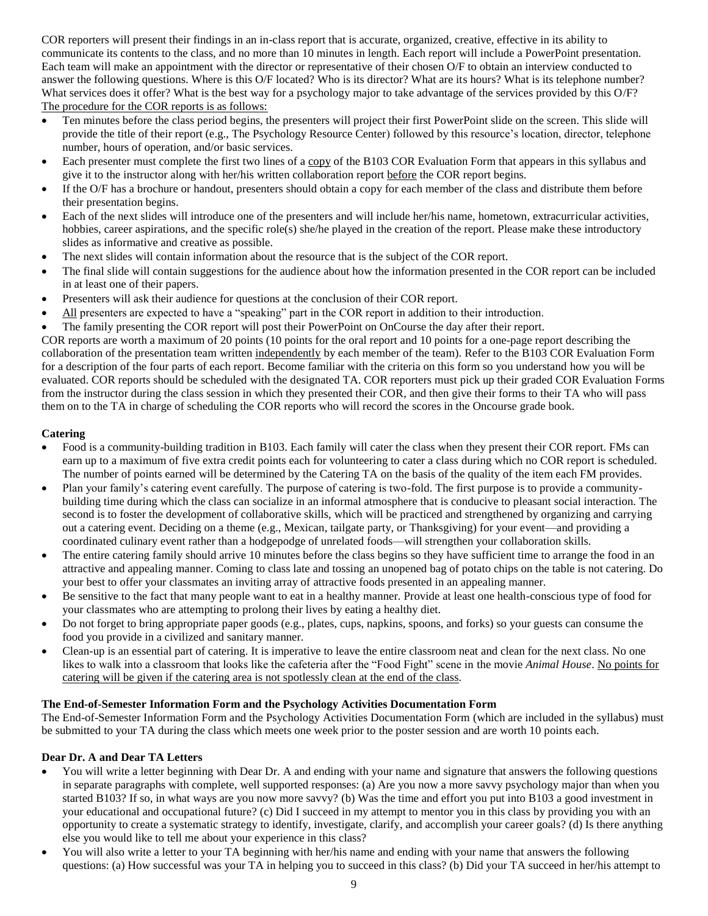COR reporters will present their findings in an in-class report that is accurate, organized, creative, effective in its ability to communicate its contents to the class, and no more than 10 minutes in length. Each report will include a PowerPoint presentation. Each team will make an appointment with the director or representative of their chosen O/F to obtain an interview conducted to answer the following questions. Where is this O/F located? Who is its director? What are its hours? What is its telephone number? What services does it offer? What is the best way for a psychology major to take advantage of the services provided by this O/F?

<u>The procedure for the COR reports is as follows:</u>

- Ten minutes before the class period begins, the presenters will project their first PowerPoint slide on the screen. This slide will provide the title of their report (e.g., The Psychology Resource Center) followed by this resource's location, director, telephone number, hours of operation, and/or basic services.
- Each presenter must complete the first two lines of a <u>copy</u> of the B103 COR Evaluation Form that appears in this syllabus and give it to the instructor along with her/his written collaboration report <u>before</u> the COR report begins.
- If the O/F has a brochure or handout, presenters should obtain a copy for each member of the class and distribute them before their presentation begins.
- Each of the next slides will introduce one of the presenters and will include her/his name, hometown, extracurricular activities, hobbies, career aspirations, and the specific role(s) she/he played in the creation of the report. Please make these introductory slides as informative and creative as possible.
- The next slides will contain information about the resource that is the subject of the COR report.
- The final slide will contain suggestions for the audience about how the information presented in the COR report can be included in at least one of their papers.
- Presenters will ask their audience for questions at the conclusion of their COR report.
- <u>All</u> presenters are expected to have a "speaking" part in the COR report in addition to their introduction.
- The family presenting the COR report will post their PowerPoint on OnCourse the day after their report.

COR reports are worth a maximum of 20 points (10 points for the oral report and 10 points for a one-page report describing the collaboration of the presentation team written <u>independently</u> by each member of the team). Refer to the B103 COR Evaluation Form for a description of the four parts of each report. Become familiar with the criteria on this form so you understand how you will be evaluated. COR reports should be scheduled with the designated TA. COR reporters must pick up their graded COR Evaluation Forms from the instructor during the class session in which they presented their COR, and then give their forms to their TA who will pass them on to the TA in charge of scheduling the COR reports who will record the scores in the Oncourse grade book.

**Catering**

- Food is a community-building tradition in B103. Each family will cater the class when they present their COR report. FMs can earn up to a maximum of five extra credit points each for volunteering to cater a class during which no COR report is scheduled. The number of points earned will be determined by the Catering TA on the basis of the quality of the item each FM provides.
- Plan your family's catering event carefully. The purpose of catering is two-fold. The first purpose is to provide a community-building time during which the class can socialize in an informal atmosphere that is conducive to pleasant social interaction. The second is to foster the development of collaborative skills, which will be practiced and strengthened by organizing and carrying out a catering event. Deciding on a theme (e.g., Mexican, tailgate party, or Thanksgiving) for your event—and providing a coordinated culinary event rather than a hodgepodge of unrelated foods—will strengthen your collaboration skills.
- The entire catering family should arrive 10 minutes before the class begins so they have sufficient time to arrange the food in an attractive and appealing manner. Coming to class late and tossing an unopened bag of potato chips on the table is not catering. Do your best to offer your classmates an inviting array of attractive foods presented in an appealing manner.
- Be sensitive to the fact that many people want to eat in a healthy manner. Provide at least one health-conscious type of food for your classmates who are attempting to prolong their lives by eating a healthy diet.
- Do not forget to bring appropriate paper goods (e.g., plates, cups, napkins, spoons, and forks) so your guests can consume the food you provide in a civilized and sanitary manner.
- Clean-up is an essential part of catering. It is imperative to leave the entire classroom neat and clean for the next class. No one likes to walk into a classroom that looks like the cafeteria after the "Food Fight" scene in the movie *Animal House*. <u>No points for catering will be given if the catering area is not spotlessly clean at the end of the class</u>.

**The End-of-Semester Information Form and the Psychology Activities Documentation Form**

The End-of-Semester Information Form and the Psychology Activities Documentation Form (which are included in the syllabus) must be submitted to your TA during the class which meets one week prior to the poster session and are worth 10 points each.

**Dear Dr. A and Dear TA Letters**

- You will write a letter beginning with Dear Dr. A and ending with your name and signature that answers the following questions in separate paragraphs with complete, well supported responses: (a) Are you now a more savvy psychology major than when you started B103? If so, in what ways are you now more savvy? (b) Was the time and effort you put into B103 a good investment in your educational and occupational future? (c) Did I succeed in my attempt to mentor you in this class by providing you with an opportunity to create a systematic strategy to identify, investigate, clarify, and accomplish your career goals? (d) Is there anything else you would like to tell me about your experience in this class?
- You will also write a letter to your TA beginning with her/his name and ending with your name that answers the following questions: (a) How successful was your TA in helping you to succeed in this class? (b) Did your TA succeed in her/his attempt to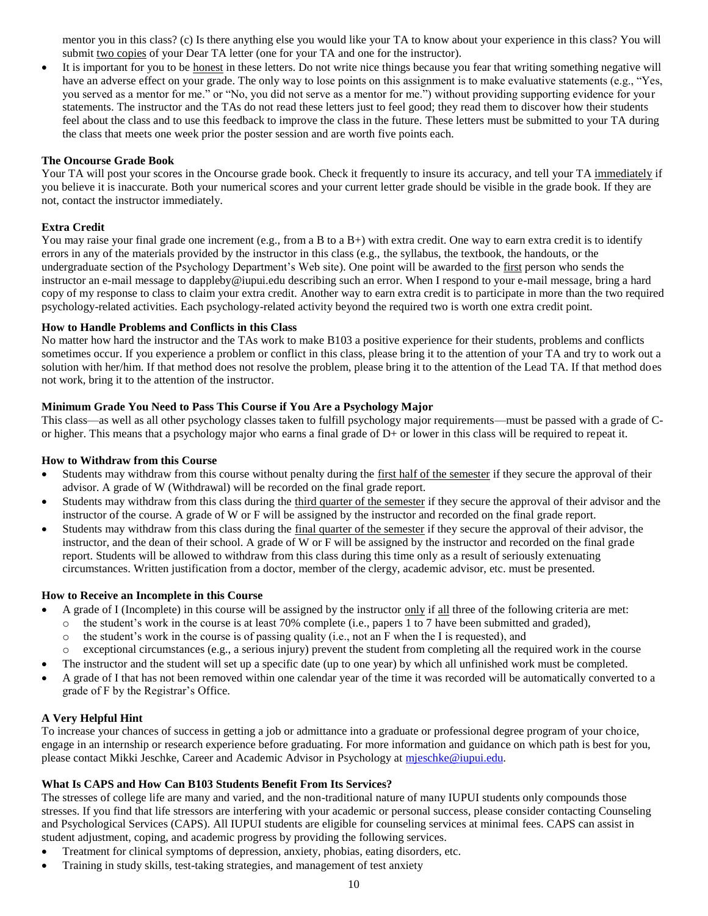mentor you in this class? (c) Is there anything else you would like your TA to know about your experience in this class? You will submit two copies of your Dear TA letter (one for your TA and one for the instructor).

- It is important for you to be honest in these letters. Do not write nice things because you fear that writing something negative will have an adverse effect on your grade. The only way to lose points on this assignment is to make evaluative statements (e.g., "Yes, you served as a mentor for me." or "No, you did not serve as a mentor for me.") without providing supporting evidence for your statements. The instructor and the TAs do not read these letters just to feel good; they read them to discover how their students feel about the class and to use this feedback to improve the class in the future. These letters must be submitted to your TA during the class that meets one week prior the poster session and are worth five points each.

**The Oncourse Grade Book**

Your TA will post your scores in the Oncourse grade book. Check it frequently to insure its accuracy, and tell your TA immediately if you believe it is inaccurate. Both your numerical scores and your current letter grade should be visible in the grade book. If they are not, contact the instructor immediately.

**Extra Credit**

You may raise your final grade one increment (e.g., from a B to a B+) with extra credit. One way to earn extra credit is to identify errors in any of the materials provided by the instructor in this class (e.g., the syllabus, the textbook, the handouts, or the undergraduate section of the Psychology Department's Web site). One point will be awarded to the first person who sends the instructor an e-mail message to dappleby@iupui.edu describing such an error. When I respond to your e-mail message, bring a hard copy of my response to class to claim your extra credit. Another way to earn extra credit is to participate in more than the two required psychology-related activities. Each psychology-related activity beyond the required two is worth one extra credit point.

**How to Handle Problems and Conflicts in this Class**

No matter how hard the instructor and the TAs work to make B103 a positive experience for their students, problems and conflicts sometimes occur. If you experience a problem or conflict in this class, please bring it to the attention of your TA and try to work out a solution with her/him. If that method does not resolve the problem, please bring it to the attention of the Lead TA. If that method does not work, bring it to the attention of the instructor.

**Minimum Grade You Need to Pass This Course if You Are a Psychology Major**

This class—as well as all other psychology classes taken to fulfill psychology major requirements—must be passed with a grade of C- or higher. This means that a psychology major who earns a final grade of D+ or lower in this class will be required to repeat it.

**How to Withdraw from this Course**

- Students may withdraw from this course without penalty during the first half of the semester if they secure the approval of their advisor. A grade of W (Withdrawal) will be recorded on the final grade report.
- Students may withdraw from this class during the third quarter of the semester if they secure the approval of their advisor and the instructor of the course. A grade of W or F will be assigned by the instructor and recorded on the final grade report.
- Students may withdraw from this class during the final quarter of the semester if they secure the approval of their advisor, the instructor, and the dean of their school. A grade of W or F will be assigned by the instructor and recorded on the final grade report. Students will be allowed to withdraw from this class during this time only as a result of seriously extenuating circumstances. Written justification from a doctor, member of the clergy, academic advisor, etc. must be presented.

**How to Receive an Incomplete in this Course**

- A grade of I (Incomplete) in this course will be assigned by the instructor only if all three of the following criteria are met:
  - the student's work in the course is at least 70% complete (i.e., papers 1 to 7 have been submitted and graded),
  - the student's work in the course is of passing quality (i.e., not an F when the I is requested), and
  - exceptional circumstances (e.g., a serious injury) prevent the student from completing all the required work in the course
- The instructor and the student will set up a specific date (up to one year) by which all unfinished work must be completed.
- A grade of I that has not been removed within one calendar year of the time it was recorded will be automatically converted to a grade of F by the Registrar's Office.

**A Very Helpful Hint**

To increase your chances of success in getting a job or admittance into a graduate or professional degree program of your choice, engage in an internship or research experience before graduating. For more information and guidance on which path is best for you, please contact Mikki Jeschke, Career and Academic Advisor in Psychology at mjeschke@iupui.edu.

**What Is CAPS and How Can B103 Students Benefit From Its Services?**

The stresses of college life are many and varied, and the non-traditional nature of many IUPUI students only compounds those stresses. If you find that life stressors are interfering with your academic or personal success, please consider contacting Counseling and Psychological Services (CAPS). All IUPUI students are eligible for counseling services at minimal fees. CAPS can assist in student adjustment, coping, and academic progress by providing the following services.

- Treatment for clinical symptoms of depression, anxiety, phobias, eating disorders, etc.
- Training in study skills, test-taking strategies, and management of test anxiety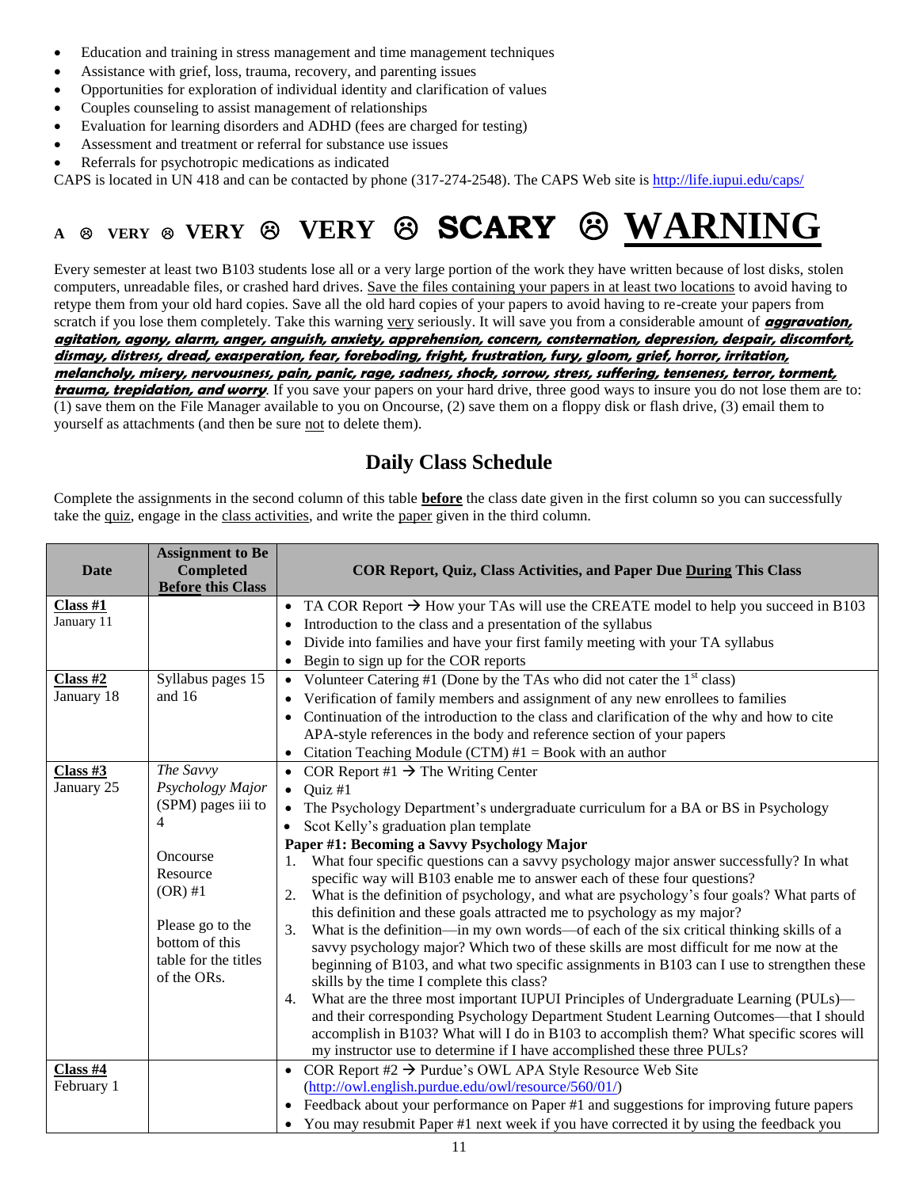- Education and training in stress management and time management techniques
- Assistance with grief, loss, trauma, recovery, and parenting issues
- Opportunities for exploration of individual identity and clarification of values
- Couples counseling to assist management of relationships
- Evaluation for learning disorders and ADHD (fees are charged for testing)
- Assessment and treatment or referral for substance use issues
- Referrals for psychotropic medications as indicated

CAPS is located in UN 418 and can be contacted by phone (317-274-2548). The CAPS Web site is http://life.iupui.edu/caps/

## A ☹ VERY ☹ VERY ☹ VERY ☹ SCARY ☹ WARNING

Every semester at least two B103 students lose all or a very large portion of the work they have written because of lost disks, stolen computers, unreadable files, or crashed hard drives. Save the files containing your papers in at least two locations to avoid having to retype them from your old hard copies. Save all the old hard copies of your papers to avoid having to re-create your papers from scratch if you lose them completely. Take this warning very seriously. It will save you from a considerable amount of ***aggravation, agitation, agony, alarm, anger, anguish, anxiety, apprehension, concern, consternation, depression, despair, discomfort, dismay, distress, dread, exasperation, fear, foreboding, fright, frustration, fury, gloom, grief, horror, irritation, melancholy, misery, nervousness, pain, panic, rage, sadness, shock, sorrow, stress, suffering, tenseness, terror, torment, trauma, trepidation, and worry***. If you save your papers on your hard drive, three good ways to insure you do not lose them are to: (1) save them on the File Manager available to you on Oncourse, (2) save them on a floppy disk or flash drive, (3) email them to yourself as attachments (and then be sure not to delete them).

## Daily Class Schedule

Complete the assignments in the second column of this table **before** the class date given in the first column so you can successfully take the quiz, engage in the class activities, and write the paper given in the third column.

| Date | Assignment to Be Completed Before this Class | COR Report, Quiz, Class Activities, and Paper Due During This Class |
|---|---|---|
| **Class #1** January 11 | | • TA COR Report → How your TAs will use the CREATE model to help you succeed in B103<br>• Introduction to the class and a presentation of the syllabus<br>• Divide into families and have your first family meeting with your TA syllabus<br>• Begin to sign up for the COR reports |
| **Class #2** January 18 | Syllabus pages 15 and 16 | • Volunteer Catering #1 (Done by the TAs who did not cater the 1st class)<br>• Verification of family members and assignment of any new enrollees to families<br>• Continuation of the introduction to the class and clarification of the why and how to cite APA-style references in the body and reference section of your papers<br>• Citation Teaching Module (CTM) #1 = Book with an author |
| **Class #3** January 25 | *The Savvy Psychology Major* (SPM) pages iii to 4<br><br>Oncourse Resource (OR) #1<br><br>Please go to the bottom of this table for the titles of the ORs. | • COR Report #1 → The Writing Center<br>• Quiz #1<br>• The Psychology Department's undergraduate curriculum for a BA or BS in Psychology<br>• Scot Kelly's graduation plan template<br>**Paper #1: Becoming a Savvy Psychology Major**<br>1. What four specific questions can a savvy psychology major answer successfully? In what specific way will B103 enable me to answer each of these four questions?<br>2. What is the definition of psychology, and what are psychology's four goals? What parts of this definition and these goals attracted me to psychology as my major?<br>3. What is the definition—in my own words—of each of the six critical thinking skills of a savvy psychology major? Which two of these skills are most difficult for me now at the beginning of B103, and what two specific assignments in B103 can I use to strengthen these skills by the time I complete this class?<br>4. What are the three most important IUPUI Principles of Undergraduate Learning (PULs)—and their corresponding Psychology Department Student Learning Outcomes—that I should accomplish in B103? What will I do in B103 to accomplish them? What specific scores will my instructor use to determine if I have accomplished these three PULs? |
| **Class #4** February 1 | | • COR Report #2 → Purdue's OWL APA Style Resource Web Site (http://owl.english.purdue.edu/owl/resource/560/01/)<br>• Feedback about your performance on Paper #1 and suggestions for improving future papers<br>• You may resubmit Paper #1 next week if you have corrected it by using the feedback you |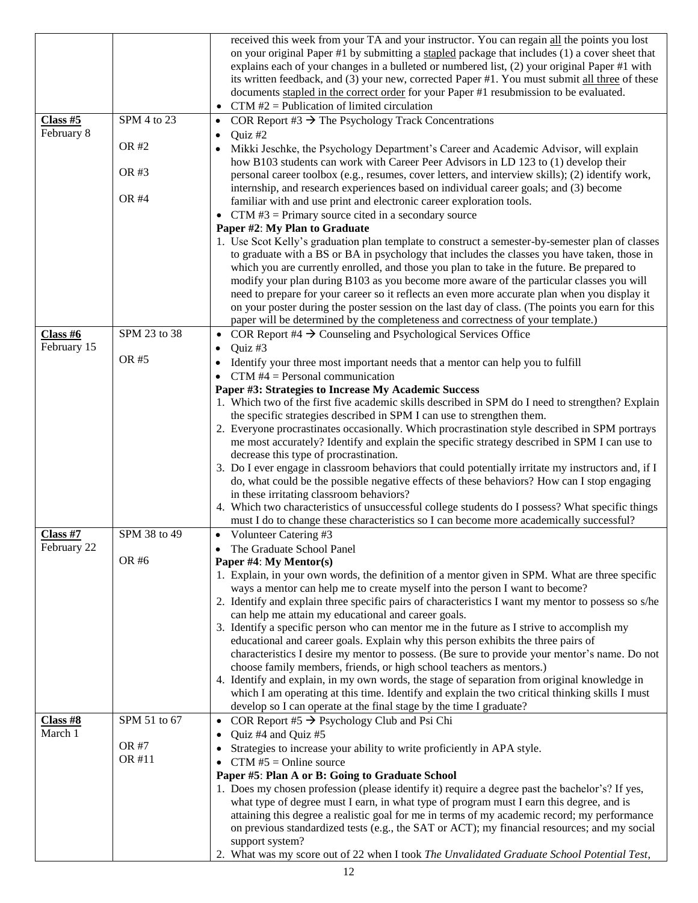| | | |
|---|---|---|
| | | received this week from your TA and your instructor. You can regain all the points you lost on your original Paper #1 by submitting a stapled package that includes (1) a cover sheet that explains each of your changes in a bulleted or numbered list, (2) your original Paper #1 with its written feedback, and (3) your new, corrected Paper #1. You must submit all three of these documents stapled in the correct order for your Paper #1 resubmission to be evaluated.<br>• CTM #2 = Publication of limited circulation |
| **Class #5**<br>February 8 | SPM 4 to 23<br><br>OR #2<br><br>OR #3<br><br>OR #4 | • COR Report #3 → The Psychology Track Concentrations<br>• Quiz #2<br>• Mikki Jeschke, the Psychology Department's Career and Academic Advisor, will explain how B103 students can work with Career Peer Advisors in LD 123 to (1) develop their personal career toolbox (e.g., resumes, cover letters, and interview skills); (2) identify work, internship, and research experiences based on individual career goals; and (3) become familiar with and use print and electronic career exploration tools.<br>• CTM #3 = Primary source cited in a secondary source<br>**Paper #2**: **My Plan to Graduate**<br>1. Use Scot Kelly's graduation plan template to construct a semester-by-semester plan of classes to graduate with a BS or BA in psychology that includes the classes you have taken, those in which you are currently enrolled, and those you plan to take in the future. Be prepared to modify your plan during B103 as you become more aware of the particular classes you will need to prepare for your career so it reflects an even more accurate plan when you display it on your poster during the poster session on the last day of class. (The points you earn for this paper will be determined by the completeness and correctness of your template.) |
| **Class #6**<br>February 15 | SPM 23 to 38<br><br>OR #5 | • COR Report #4 → Counseling and Psychological Services Office<br>• Quiz #3<br>• Identify your three most important needs that a mentor can help you to fulfill<br>• CTM #4 = Personal communication<br>**Paper #3: Strategies to Increase My Academic Success**<br>1. Which two of the first five academic skills described in SPM do I need to strengthen? Explain the specific strategies described in SPM I can use to strengthen them.<br>2. Everyone procrastinates occasionally. Which procrastination style described in SPM portrays me most accurately? Identify and explain the specific strategy described in SPM I can use to decrease this type of procrastination.<br>3. Do I ever engage in classroom behaviors that could potentially irritate my instructors and, if I do, what could be the possible negative effects of these behaviors? How can I stop engaging in these irritating classroom behaviors?<br>4. Which two characteristics of unsuccessful college students do I possess? What specific things must I do to change these characteristics so I can become more academically successful? |
| **Class #7**<br>February 22 | SPM 38 to 49<br><br>OR #6 | • Volunteer Catering #3<br>• The Graduate School Panel<br>**Paper #4**: **My Mentor(s)**<br>1. Explain, in your own words, the definition of a mentor given in SPM. What are three specific ways a mentor can help me to create myself into the person I want to become?<br>2. Identify and explain three specific pairs of characteristics I want my mentor to possess so s/he can help me attain my educational and career goals.<br>3. Identify a specific person who can mentor me in the future as I strive to accomplish my educational and career goals. Explain why this person exhibits the three pairs of characteristics I desire my mentor to possess. (Be sure to provide your mentor's name. Do not choose family members, friends, or high school teachers as mentors.)<br>4. Identify and explain, in my own words, the stage of separation from original knowledge in which I am operating at this time. Identify and explain the two critical thinking skills I must develop so I can operate at the final stage by the time I graduate? |
| **Class #8**<br>March 1 | SPM 51 to 67<br><br>OR #7<br>OR #11 | • COR Report #5 → Psychology Club and Psi Chi<br>• Quiz #4 and Quiz #5<br>• Strategies to increase your ability to write proficiently in APA style.<br>• CTM #5 = Online source<br>**Paper #5**: **Plan A or B: Going to Graduate School**<br>1. Does my chosen profession (please identify it) require a degree past the bachelor's? If yes, what type of degree must I earn, in what type of program must I earn this degree, and is attaining this degree a realistic goal for me in terms of my academic record; my performance on previous standardized tests (e.g., the SAT or ACT); my financial resources; and my social support system?<br>2. What was my score out of 22 when I took *The Unvalidated Graduate School Potential Test*, |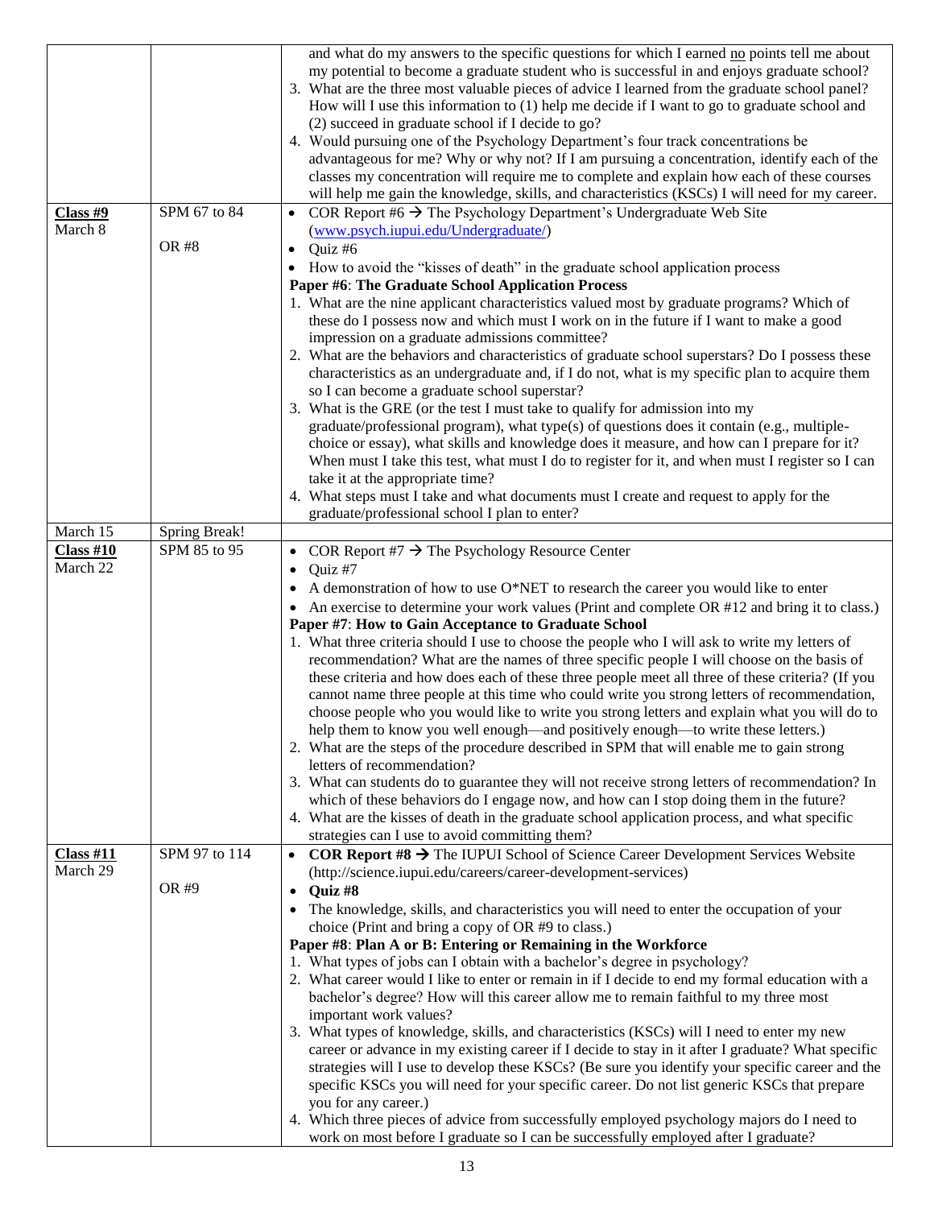| | | |
|---|---|---|
| | | and what do my answers to the specific questions for which I earned no points tell me about my potential to become a graduate student who is successful in and enjoys graduate school?<br>3. What are the three most valuable pieces of advice I learned from the graduate school panel? How will I use this information to (1) help me decide if I want to go to graduate school and (2) succeed in graduate school if I decide to go?<br>4. Would pursuing one of the Psychology Department's four track concentrations be advantageous for me? Why or why not? If I am pursuing a concentration, identify each of the classes my concentration will require me to complete and explain how each of these courses will help me gain the knowledge, skills, and characteristics (KSCs) I will need for my career. |
| **Class #9**<br>March 8 | SPM 67 to 84<br><br>OR #8 | • COR Report #6 → The Psychology Department's Undergraduate Web Site (www.psych.iupui.edu/Undergraduate/)<br>• Quiz #6<br>• How to avoid the "kisses of death" in the graduate school application process<br>**Paper #6**: **The Graduate School Application Process**<br>1. What are the nine applicant characteristics valued most by graduate programs? Which of these do I possess now and which must I work on in the future if I want to make a good impression on a graduate admissions committee?<br>2. What are the behaviors and characteristics of graduate school superstars? Do I possess these characteristics as an undergraduate and, if I do not, what is my specific plan to acquire them so I can become a graduate school superstar?<br>3. What is the GRE (or the test I must take to qualify for admission into my graduate/professional program), what type(s) of questions does it contain (e.g., multiple-choice or essay), what skills and knowledge does it measure, and how can I prepare for it? When must I take this test, what must I do to register for it, and when must I register so I can take it at the appropriate time?<br>4. What steps must I take and what documents must I create and request to apply for the graduate/professional school I plan to enter? |
| March 15 | Spring Break! | |
| **Class #10**<br>March 22 | SPM 85 to 95 | • COR Report #7 → The Psychology Resource Center<br>• Quiz #7<br>• A demonstration of how to use O*NET to research the career you would like to enter<br>• An exercise to determine your work values (Print and complete OR #12 and bring it to class.)<br>**Paper #7**: **How to Gain Acceptance to Graduate School**<br>1. What three criteria should I use to choose the people who I will ask to write my letters of recommendation? What are the names of three specific people I will choose on the basis of these criteria and how does each of these three people meet all three of these criteria? (If you cannot name three people at this time who could write you strong letters of recommendation, choose people who you would like to write you strong letters and explain what you will do to help them to know you well enough—and positively enough—to write these letters.)<br>2. What are the steps of the procedure described in SPM that will enable me to gain strong letters of recommendation?<br>3. What can students do to guarantee they will not receive strong letters of recommendation? In which of these behaviors do I engage now, and how can I stop doing them in the future?<br>4. What are the kisses of death in the graduate school application process, and what specific strategies can I use to avoid committing them? |
| **Class #11**<br>March 29 | SPM 97 to 114<br><br>OR #9 | • **COR Report #8 →** The IUPUI School of Science Career Development Services Website (http://science.iupui.edu/careers/career-development-services)<br>• **Quiz #8**<br>• The knowledge, skills, and characteristics you will need to enter the occupation of your choice (Print and bring a copy of OR #9 to class.)<br>**Paper #8**: **Plan A or B: Entering or Remaining in the Workforce**<br>1. What types of jobs can I obtain with a bachelor's degree in psychology?<br>2. What career would I like to enter or remain in if I decide to end my formal education with a bachelor's degree? How will this career allow me to remain faithful to my three most important work values?<br>3. What types of knowledge, skills, and characteristics (KSCs) will I need to enter my new career or advance in my existing career if I decide to stay in it after I graduate? What specific strategies will I use to develop these KSCs? (Be sure you identify your specific career and the specific KSCs you will need for your specific career. Do not list generic KSCs that prepare you for any career.)<br>4. Which three pieces of advice from successfully employed psychology majors do I need to work on most before I graduate so I can be successfully employed after I graduate? |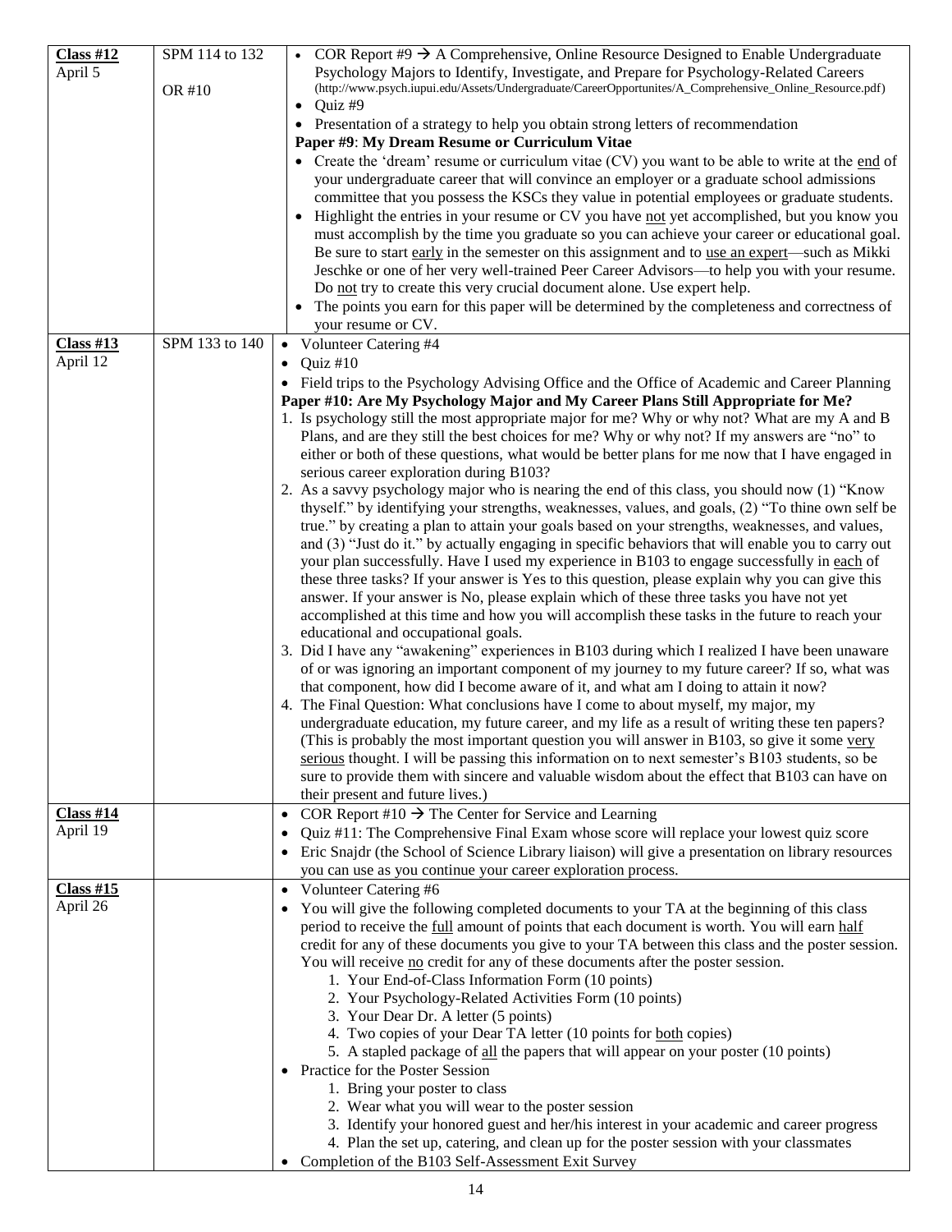| | | |
|---|---|---|
| **Class #12**<br>April 5 | SPM 114 to 132<br><br>OR #10 | • COR Report #9 → A Comprehensive, Online Resource Designed to Enable Undergraduate Psychology Majors to Identify, Investigate, and Prepare for Psychology-Related Careers (http://www.psych.iupui.edu/Assets/Undergraduate/CareerOpportunites/A_Comprehensive_Online_Resource.pdf)<br>• Quiz #9<br>• Presentation of a strategy to help you obtain strong letters of recommendation<br>**Paper #9**: **My Dream Resume or Curriculum Vitae**<br>• Create the 'dream' resume or curriculum vitae (CV) you want to be able to write at the end of your undergraduate career that will convince an employer or a graduate school admissions committee that you possess the KSCs they value in potential employees or graduate students.<br>• Highlight the entries in your resume or CV you have not yet accomplished, but you know you must accomplish by the time you graduate so you can achieve your career or educational goal. Be sure to start early in the semester on this assignment and to use an expert—such as Mikki Jeschke or one of her very well-trained Peer Career Advisors—to help you with your resume. Do not try to create this very crucial document alone. Use expert help.<br>• The points you earn for this paper will be determined by the completeness and correctness of your resume or CV. |
| **Class #13**<br>April 12 | SPM 133 to 140 | • Volunteer Catering #4<br>• Quiz #10<br>• Field trips to the Psychology Advising Office and the Office of Academic and Career Planning<br>**Paper #10: Are My Psychology Major and My Career Plans Still Appropriate for Me?**<br>1. Is psychology still the most appropriate major for me? Why or why not? What are my A and B Plans, and are they still the best choices for me? Why or why not? If my answers are "no" to either or both of these questions, what would be better plans for me now that I have engaged in serious career exploration during B103?<br>2. As a savvy psychology major who is nearing the end of this class, you should now (1) "Know thyself." by identifying your strengths, weaknesses, values, and goals, (2) "To thine own self be true." by creating a plan to attain your goals based on your strengths, weaknesses, and values, and (3) "Just do it." by actually engaging in specific behaviors that will enable you to carry out your plan successfully. Have I used my experience in B103 to engage successfully in each of these three tasks? If your answer is Yes to this question, please explain why you can give this answer. If your answer is No, please explain which of these three tasks you have not yet accomplished at this time and how you will accomplish these tasks in the future to reach your educational and occupational goals.<br>3. Did I have any "awakening" experiences in B103 during which I realized I have been unaware of or was ignoring an important component of my journey to my future career? If so, what was that component, how did I become aware of it, and what am I doing to attain it now?<br>4. The Final Question: What conclusions have I come to about myself, my major, my undergraduate education, my future career, and my life as a result of writing these ten papers? (This is probably the most important question you will answer in B103, so give it some very serious thought. I will be passing this information on to next semester's B103 students, so be sure to provide them with sincere and valuable wisdom about the effect that B103 can have on their present and future lives.) |
| **Class #14**<br>April 19 | | • COR Report #10 → The Center for Service and Learning<br>• Quiz #11: The Comprehensive Final Exam whose score will replace your lowest quiz score<br>• Eric Snajdr (the School of Science Library liaison) will give a presentation on library resources you can use as you continue your career exploration process. |
| **Class #15**<br>April 26 | | • Volunteer Catering #6<br>• You will give the following completed documents to your TA at the beginning of this class period to receive the full amount of points that each document is worth. You will earn half credit for any of these documents you give to your TA between this class and the poster session. You will receive no credit for any of these documents after the poster session.<br>1. Your End-of-Class Information Form (10 points)<br>2. Your Psychology-Related Activities Form (10 points)<br>3. Your Dear Dr. A letter (5 points)<br>4. Two copies of your Dear TA letter (10 points for both copies)<br>5. A stapled package of all the papers that will appear on your poster (10 points)<br>• Practice for the Poster Session<br>1. Bring your poster to class<br>2. Wear what you will wear to the poster session<br>3. Identify your honored guest and her/his interest in your academic and career progress<br>4. Plan the set up, catering, and clean up for the poster session with your classmates<br>• Completion of the B103 Self-Assessment Exit Survey |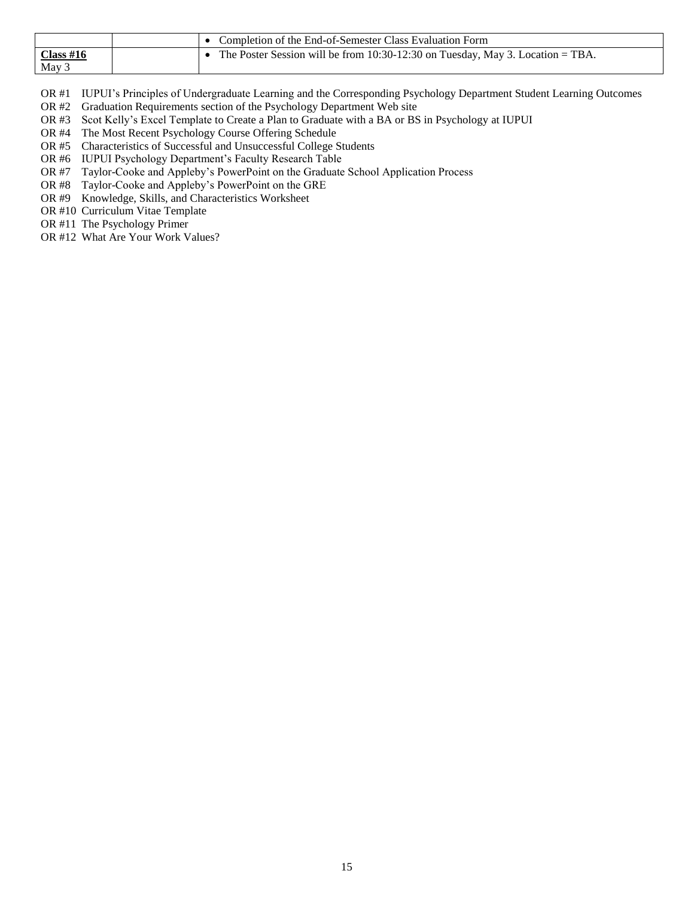| | | |
|---|---|---|
| | | • Completion of the End-of-Semester Class Evaluation Form |
| **Class #16**<br>May 3 | | • The Poster Session will be from 10:30-12:30 on Tuesday, May 3. Location = TBA. |

OR #1 IUPUI's Principles of Undergraduate Learning and the Corresponding Psychology Department Student Learning Outcomes
OR #2 Graduation Requirements section of the Psychology Department Web site
OR #3 Scot Kelly's Excel Template to Create a Plan to Graduate with a BA or BS in Psychology at IUPUI
OR #4 The Most Recent Psychology Course Offering Schedule
OR #5 Characteristics of Successful and Unsuccessful College Students
OR #6 IUPUI Psychology Department's Faculty Research Table
OR #7 Taylor-Cooke and Appleby's PowerPoint on the Graduate School Application Process
OR #8 Taylor-Cooke and Appleby's PowerPoint on the GRE
OR #9 Knowledge, Skills, and Characteristics Worksheet
OR #10 Curriculum Vitae Template
OR #11 The Psychology Primer
OR #12 What Are Your Work Values?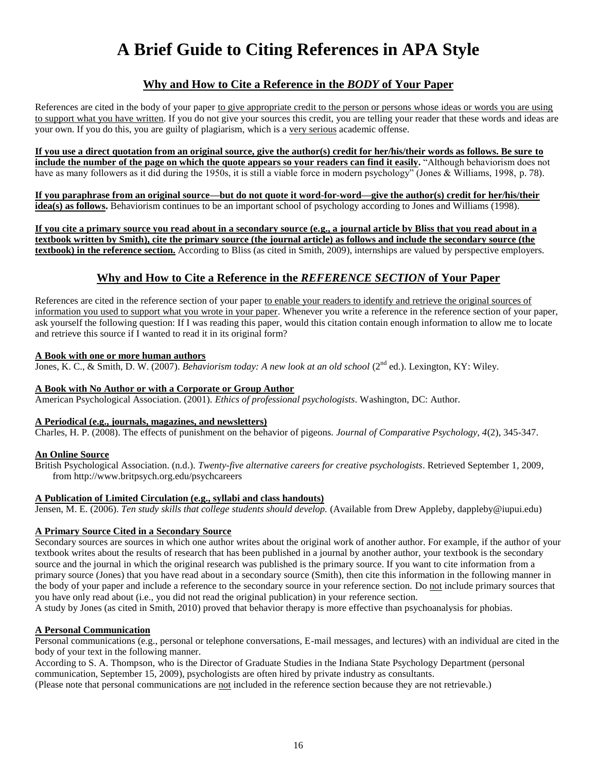# A Brief Guide to Citing References in APA Style

## Why and How to Cite a Reference in the *BODY* of Your Paper

References are cited in the body of your paper to give appropriate credit to the person or persons whose ideas or words you are using to support what you have written. If you do not give your sources this credit, you are telling your reader that these words and ideas are your own. If you do this, you are guilty of plagiarism, which is a very serious academic offense.

**If you use a direct quotation from an original source, give the author(s) credit for her/his/their words as follows. Be sure to include the number of the page on which the quote appears so your readers can find it easily.** "Although behaviorism does not have as many followers as it did during the 1950s, it is still a viable force in modern psychology" (Jones & Williams, 1998, p. 78).

**If you paraphrase from an original source—but do not quote it word-for-word—give the author(s) credit for her/his/their idea(s) as follows.** Behaviorism continues to be an important school of psychology according to Jones and Williams (1998).

**If you cite a primary source you read about in a secondary source (e.g., a journal article by Bliss that you read about in a textbook written by Smith), cite the primary source (the journal article) as follows and include the secondary source (the textbook) in the reference section.** According to Bliss (as cited in Smith, 2009), internships are valued by perspective employers.

## Why and How to Cite a Reference in the *REFERENCE SECTION* of Your Paper

References are cited in the reference section of your paper to enable your readers to identify and retrieve the original sources of information you used to support what you wrote in your paper. Whenever you write a reference in the reference section of your paper, ask yourself the following question: If I was reading this paper, would this citation contain enough information to allow me to locate and retrieve this source if I wanted to read it in its original form?

**A Book with one or more human authors**

Jones, K. C., & Smith, D. W. (2007). *Behaviorism today: A new look at an old school* (2nd ed.). Lexington, KY: Wiley.

**A Book with No Author or with a Corporate or Group Author**

American Psychological Association. (2001). *Ethics of professional psychologists*. Washington, DC: Author.

**A Periodical (e.g., journals, magazines, and newsletters)**

Charles, H. P. (2008). The effects of punishment on the behavior of pigeons. *Journal of Comparative Psychology, 4*(2), 345-347.

**An Online Source**

British Psychological Association. (n.d.). *Twenty-five alternative careers for creative psychologists*. Retrieved September 1, 2009, from http://www.britpsych.org.edu/psychcareers

**A Publication of Limited Circulation (e.g., syllabi and class handouts)**

Jensen, M. E. (2006). *Ten study skills that college students should develop.* (Available from Drew Appleby, dappleby@iupui.edu)

**A Primary Source Cited in a Secondary Source**

Secondary sources are sources in which one author writes about the original work of another author. For example, if the author of your textbook writes about the results of research that has been published in a journal by another author, your textbook is the secondary source and the journal in which the original research was published is the primary source. If you want to cite information from a primary source (Jones) that you have read about in a secondary source (Smith), then cite this information in the following manner in the body of your paper and include a reference to the secondary source in your reference section. Do not include primary sources that you have only read about (i.e., you did not read the original publication) in your reference section.

A study by Jones (as cited in Smith, 2010) proved that behavior therapy is more effective than psychoanalysis for phobias.

**A Personal Communication**

Personal communications (e.g., personal or telephone conversations, E-mail messages, and lectures) with an individual are cited in the body of your text in the following manner.

According to S. A. Thompson, who is the Director of Graduate Studies in the Indiana State Psychology Department (personal communication, September 15, 2009), psychologists are often hired by private industry as consultants.

(Please note that personal communications are not included in the reference section because they are not retrievable.)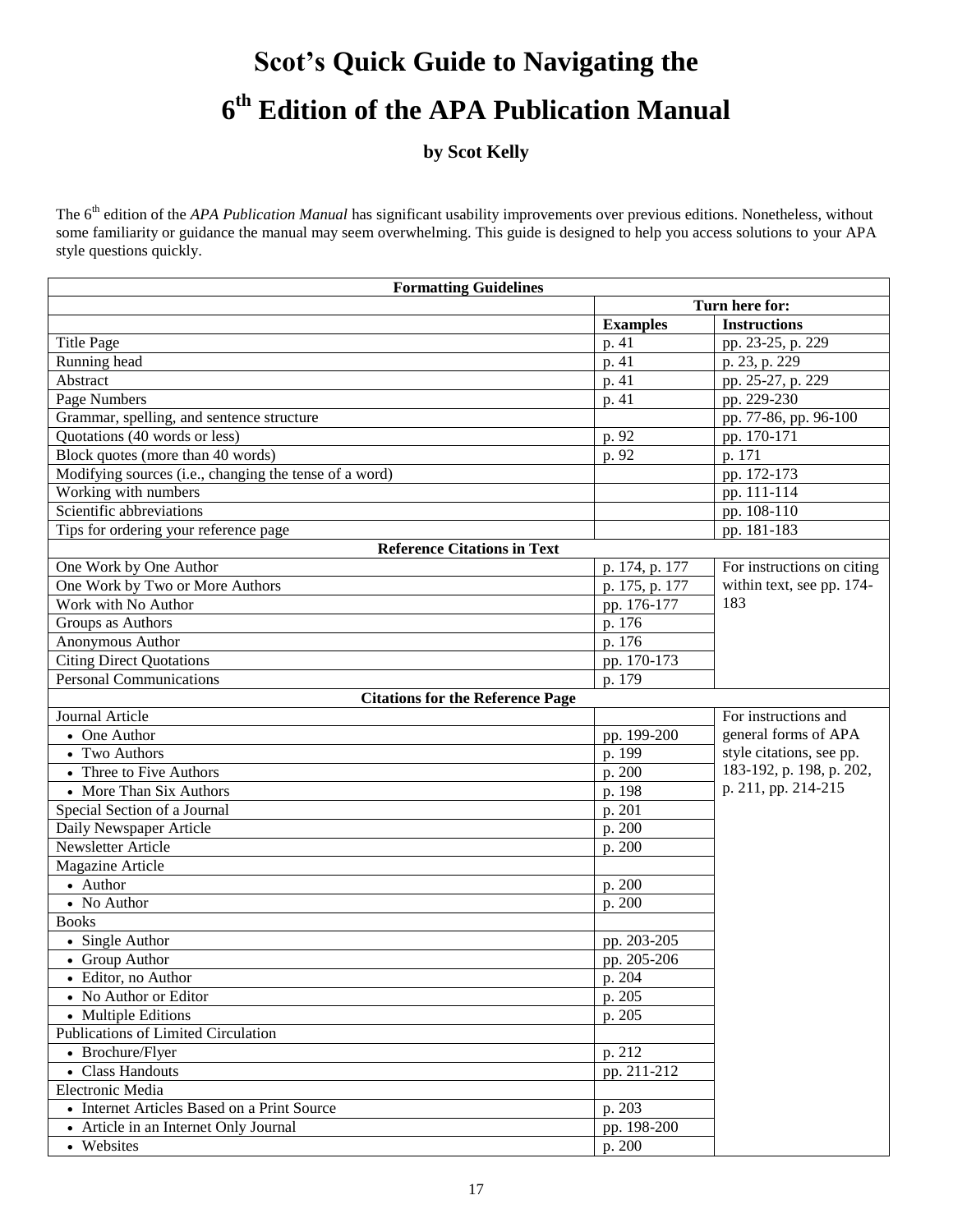# Scot's Quick Guide to Navigating the 6th Edition of the APA Publication Manual

### by Scot Kelly

The 6th edition of the *APA Publication Manual* has significant usability improvements over previous editions. Nonetheless, without some familiarity or guidance the manual may seem overwhelming. This guide is designed to help you access solutions to your APA style questions quickly.

| | | |
|---|---|---|
| **Formatting Guidelines** | | |
| | **Turn here for:** | |
| | **Examples** | **Instructions** |
| Title Page | p. 41 | pp. 23-25, p. 229 |
| Running head | p. 41 | p. 23, p. 229 |
| Abstract | p. 41 | pp. 25-27, p. 229 |
| Page Numbers | p. 41 | pp. 229-230 |
| Grammar, spelling, and sentence structure | | pp. 77-86, pp. 96-100 |
| Quotations (40 words or less) | p. 92 | pp. 170-171 |
| Block quotes (more than 40 words) | p. 92 | p. 171 |
| Modifying sources (i.e., changing the tense of a word) | | pp. 172-173 |
| Working with numbers | | pp. 111-114 |
| Scientific abbreviations | | pp. 108-110 |
| Tips for ordering your reference page | | pp. 181-183 |
| **Reference Citations in Text** | | |
| One Work by One Author | p. 174, p. 177 | For instructions on citing within text, see pp. 174-183 |
| One Work by Two or More Authors | p. 175, p. 177 | |
| Work with No Author | pp. 176-177 | |
| Groups as Authors | p. 176 | |
| Anonymous Author | p. 176 | |
| Citing Direct Quotations | pp. 170-173 | |
| Personal Communications | p. 179 | |
| **Citations for the Reference Page** | | |
| Journal Article | | For instructions and general forms of APA style citations, see pp. 183-192, p. 198, p. 202, p. 211, pp. 214-215 |
| • One Author | pp. 199-200 | |
| • Two Authors | p. 199 | |
| • Three to Five Authors | p. 200 | |
| • More Than Six Authors | p. 198 | |
| Special Section of a Journal | p. 201 | |
| Daily Newspaper Article | p. 200 | |
| Newsletter Article | p. 200 | |
| Magazine Article | | |
| • Author | p. 200 | |
| • No Author | p. 200 | |
| Books | | |
| • Single Author | pp. 203-205 | |
| • Group Author | pp. 205-206 | |
| • Editor, no Author | p. 204 | |
| • No Author or Editor | p. 205 | |
| • Multiple Editions | p. 205 | |
| Publications of Limited Circulation | | |
| • Brochure/Flyer | p. 212 | |
| • Class Handouts | pp. 211-212 | |
| Electronic Media | | |
| • Internet Articles Based on a Print Source | p. 203 | |
| • Article in an Internet Only Journal | pp. 198-200 | |
| • Websites | p. 200 | |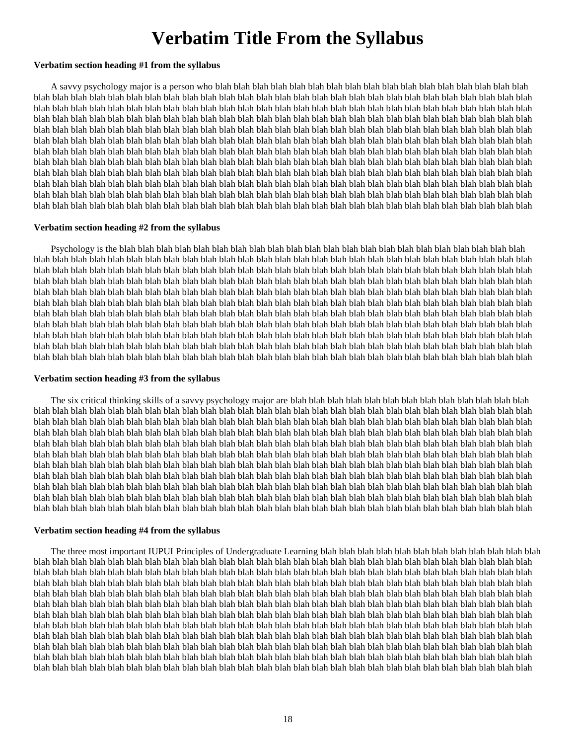# Verbatim Title From the Syllabus

**Verbatim section heading #1 from the syllabus**

A savvy psychology major is a person who blah blah blah blah blah blah blah blah blah blah blah blah blah blah blah blah blah blah blah blah blah blah blah blah blah blah blah blah blah blah blah blah blah blah blah blah blah blah blah blah blah blah blah blah blah blah blah blah blah blah blah blah blah blah blah blah blah blah blah blah blah blah blah blah blah blah blah blah blah blah blah blah blah blah blah blah blah blah blah blah blah blah blah blah blah blah blah blah blah blah blah blah blah blah blah blah blah blah blah blah blah blah blah blah blah blah blah blah blah blah blah blah blah blah blah blah blah blah blah blah blah blah blah blah blah blah blah blah blah blah blah blah blah blah blah blah blah blah blah blah blah blah blah blah blah blah blah blah blah blah blah blah blah blah blah blah blah blah blah blah blah blah blah blah blah blah blah blah blah blah blah blah blah blah blah blah blah blah blah blah blah blah blah blah blah blah blah blah blah blah blah blah blah blah blah blah blah blah blah blah blah blah blah blah blah blah blah blah blah blah blah blah blah blah blah blah blah blah blah blah blah blah blah blah blah blah blah blah blah blah blah blah blah blah blah blah blah blah blah blah blah blah blah blah blah blah blah blah blah blah blah blah blah blah blah blah blah blah blah blah blah blah blah blah blah blah blah blah blah blah blah blah blah blah blah blah blah blah blah blah blah blah blah blah blah blah blah blah blah blah blah blah blah blah blah blah blah blah blah blah blah blah blah blah blah blah blah blah blah blah blah blah blah blah blah blah blah blah blah blah blah blah blah blah blah blah blah blah blah blah blah blah blah blah blah blah blah blah blah blah blah blah blah blah blah blah blah blah blah blah blah blah blah blah blah blah blah blah blah blah blah blah blah blah blah blah blah blah blah blah blah blah blah blah blah blah blah blah blah blah blah blah blah blah blah blah blah blah blah blah blah blah blah

**Verbatim section heading #2 from the syllabus**

Psychology is the blah blah blah blah blah blah blah blah blah blah blah blah blah blah blah blah blah blah blah blah blah blah blah blah blah blah blah blah blah blah blah blah blah blah blah blah blah blah blah blah blah blah blah blah blah blah blah blah blah blah blah blah blah blah blah blah blah blah blah blah blah blah blah blah blah blah blah blah blah blah blah blah blah blah blah blah blah blah blah blah blah blah blah blah blah blah blah blah blah blah blah blah blah blah blah blah blah blah blah blah blah blah blah blah blah blah blah blah blah blah blah blah blah blah blah blah blah blah blah blah blah blah blah blah blah blah blah blah blah blah blah blah blah blah blah blah blah blah blah blah blah blah blah blah blah blah blah blah blah blah blah blah blah blah blah blah blah blah blah blah blah blah blah blah blah blah blah blah blah blah blah blah blah blah blah blah blah blah blah blah blah blah blah blah blah blah blah blah blah blah blah blah blah blah blah blah blah blah blah blah blah blah blah blah blah blah blah blah blah blah blah blah blah blah blah blah blah blah blah blah blah blah blah blah blah blah blah blah blah blah blah blah blah blah blah blah blah blah blah blah blah blah blah blah blah blah blah blah blah blah blah blah blah blah blah blah blah blah blah blah blah blah blah blah blah blah blah blah blah blah blah blah blah blah blah blah blah blah blah blah blah blah blah blah blah blah blah blah blah blah blah blah blah blah blah blah blah blah blah blah blah blah blah blah blah blah blah blah blah blah blah blah blah blah blah blah blah blah blah blah blah blah blah blah blah blah blah blah blah blah blah blah blah blah blah blah blah blah blah blah blah blah blah blah blah blah blah blah blah

**Verbatim section heading #3 from the syllabus**

The six critical thinking skills of a savvy psychology major are blah blah blah blah blah blah blah blah blah blah blah blah blah blah blah blah blah blah blah blah blah blah blah blah blah blah blah blah blah blah blah blah blah blah blah blah blah blah blah blah blah blah blah blah blah blah blah blah blah blah blah blah blah blah blah blah blah blah blah blah blah blah blah blah blah blah blah blah blah blah blah blah blah blah blah blah blah blah blah blah blah blah blah blah blah blah blah blah blah blah blah blah blah blah blah blah blah blah blah blah blah blah blah blah blah blah blah blah blah blah blah blah blah blah blah blah blah blah blah blah blah blah blah blah blah blah blah blah blah blah blah blah blah blah blah blah blah blah blah blah blah blah blah blah blah blah blah blah blah blah blah blah blah blah blah blah blah blah blah blah blah blah blah blah blah blah blah blah blah blah blah blah blah blah blah blah blah blah blah blah blah blah blah blah blah blah blah blah blah blah blah blah blah blah blah blah blah blah blah blah blah blah blah blah blah blah blah blah blah blah blah blah blah blah blah blah blah blah blah blah blah blah blah blah blah blah blah blah blah blah blah blah blah blah blah blah blah blah blah blah blah blah blah blah blah blah blah blah blah blah blah blah blah blah blah blah blah blah blah blah blah blah blah blah blah blah blah blah blah blah blah blah blah blah blah blah blah blah blah blah blah blah blah blah blah blah blah blah blah blah blah blah blah blah blah blah blah blah blah blah blah blah blah blah blah blah blah blah blah blah blah blah blah blah blah blah blah blah blah blah blah blah blah blah blah blah blah blah blah blah blah

**Verbatim section heading #4 from the syllabus**

The three most important IUPUI Principles of Undergraduate Learning blah blah blah blah blah blah blah blah blah blah blah blah blah blah blah blah blah blah blah blah blah blah blah blah blah blah blah blah blah blah blah blah blah blah blah blah blah blah blah blah blah blah blah blah blah blah blah blah blah blah blah blah blah blah blah blah blah blah blah blah blah blah blah blah blah blah blah blah blah blah blah blah blah blah blah blah blah blah blah blah blah blah blah blah blah blah blah blah blah blah blah blah blah blah blah blah blah blah blah blah blah blah blah blah blah blah blah blah blah blah blah blah blah blah blah blah blah blah blah blah blah blah blah blah blah blah blah blah blah blah blah blah blah blah blah blah blah blah blah blah blah blah blah blah blah blah blah blah blah blah blah blah blah blah blah blah blah blah blah blah blah blah blah blah blah blah blah blah blah blah blah blah blah blah blah blah blah blah blah blah blah blah blah blah blah blah blah blah blah blah blah blah blah blah blah blah blah blah blah blah blah blah blah blah blah blah blah blah blah blah blah blah blah blah blah blah blah blah blah blah blah blah blah blah blah blah blah blah blah blah blah blah blah blah blah blah blah blah blah blah blah blah blah blah blah blah blah blah blah blah blah blah blah blah blah blah blah blah blah blah blah blah blah blah blah blah blah blah blah blah blah blah blah blah blah blah blah blah blah blah blah blah blah blah blah blah blah blah blah blah blah blah blah blah blah blah blah blah blah blah blah blah blah blah blah blah blah blah blah blah blah blah blah blah blah blah blah blah blah blah blah blah blah blah blah blah blah blah blah blah blah blah blah blah blah blah blah blah blah blah blah blah blah blah blah blah blah blah blah blah blah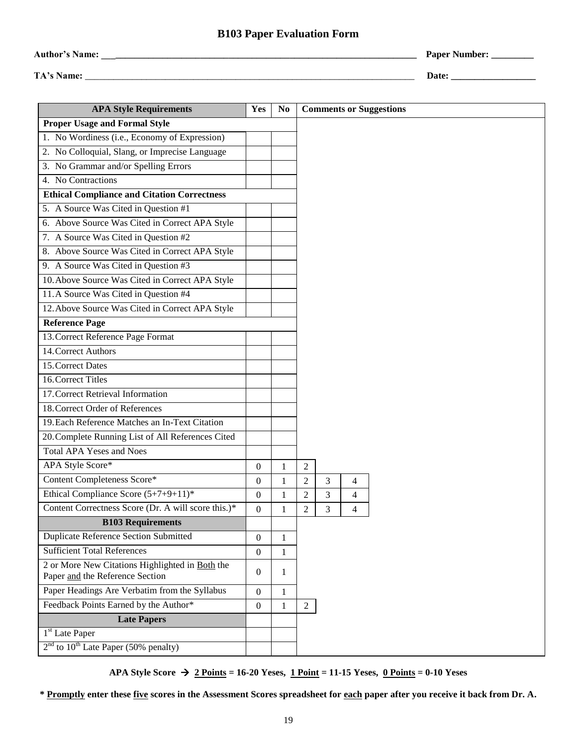# B103 Paper Evaluation Form

**Author's Name:** ____________________ **Paper Number:** _________

**TA's Name:** ____________________ **Date:** __________________

| APA Style Requirements | Yes | No | Comments or Suggestions | | |
|---|---|---|---|---|---|
| **Proper Usage and Formal Style** | | | | | |
| 1. No Wordiness (i.e., Economy of Expression) | | | | | |
| 2. No Colloquial, Slang, or Imprecise Language | | | | | |
| 3. No Grammar and/or Spelling Errors | | | | | |
| 4. No Contractions | | | | | |
| **Ethical Compliance and Citation Correctness** | | | | | |
| 5. A Source Was Cited in Question #1 | | | | | |
| 6. Above Source Was Cited in Correct APA Style | | | | | |
| 7. A Source Was Cited in Question #2 | | | | | |
| 8. Above Source Was Cited in Correct APA Style | | | | | |
| 9. A Source Was Cited in Question #3 | | | | | |
| 10. Above Source Was Cited in Correct APA Style | | | | | |
| 11. A Source Was Cited in Question #4 | | | | | |
| 12. Above Source Was Cited in Correct APA Style | | | | | |
| **Reference Page** | | | | | |
| 13. Correct Reference Page Format | | | | | |
| 14. Correct Authors | | | | | |
| 15. Correct Dates | | | | | |
| 16. Correct Titles | | | | | |
| 17. Correct Retrieval Information | | | | | |
| 18. Correct Order of References | | | | | |
| 19. Each Reference Matches an In-Text Citation | | | | | |
| 20. Complete Running List of All References Cited | | | | | |
| Total APA Yeses and Noes | | | | | |
| APA Style Score* | 0 | 1 | 2 | | |
| Content Completeness Score* | 0 | 1 | 2 | 3 | 4 |
| Ethical Compliance Score (5+7+9+11)* | 0 | 1 | 2 | 3 | 4 |
| Content Correctness Score (Dr. A will score this.)* | 0 | 1 | 2 | 3 | 4 |
| **B103 Requirements** | | | | | |
| Duplicate Reference Section Submitted | 0 | 1 | | | |
| Sufficient Total References | 0 | 1 | | | |
| 2 or More New Citations Highlighted in Both the Paper and the Reference Section | 0 | 1 | | | |
| Paper Headings Are Verbatim from the Syllabus | 0 | 1 | | | |
| Feedback Points Earned by the Author* | 0 | 1 | 2 | | |
| **Late Papers** | | | | | |
| 1st Late Paper | | | | | |
| 2nd to 10th Late Paper (50% penalty) | | | | | |

**APA Style Score → 2 Points = 16-20 Yeses, 1 Point = 11-15 Yeses, 0 Points = 0-10 Yeses**

**\* Promptly enter these five scores in the Assessment Scores spreadsheet for each paper after you receive it back from Dr. A.**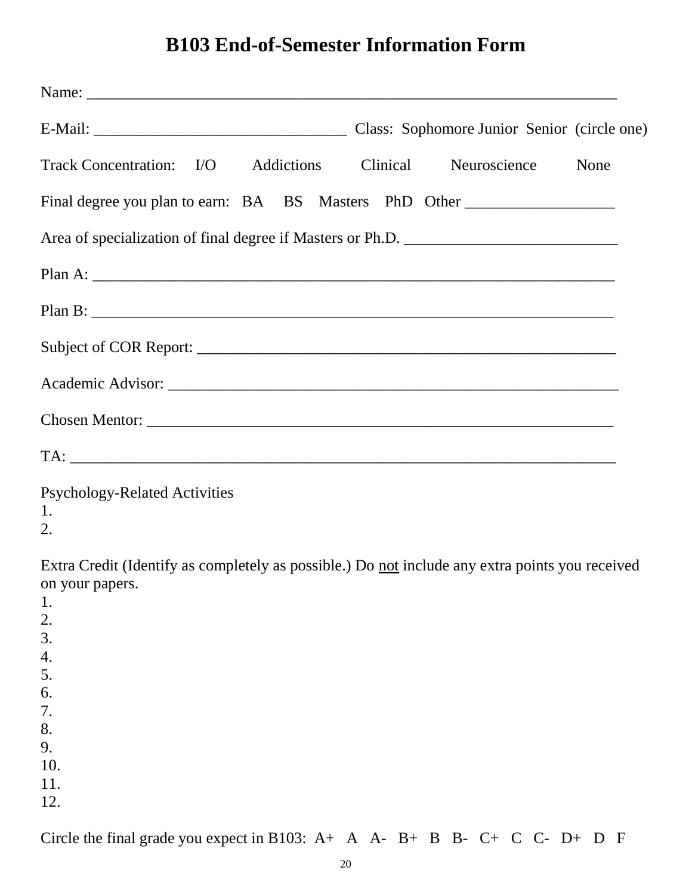# B103 End-of-Semester Information Form

Name: ___________________________________________________________________

E-Mail: ________________________________ Class: Sophomore Junior Senior (circle one)

Track Concentration: I/O Addictions Clinical Neuroscience None

Final degree you plan to earn: BA BS Masters PhD Other ___________________

Area of specialization of final degree if Masters or Ph.D. ___________________________

Plan A: __________________________________________________________________

Plan B: __________________________________________________________________

Subject of COR Report: ______________________________________________________

Academic Advisor: __________________________________________________________

Chosen Mentor: ____________________________________________________________

TA: _____________________________________________________________________

Psychology-Related Activities
1.
2.

Extra Credit (Identify as completely as possible.) Do <u>not</u> include any extra points you received on your papers.
1.
2.
3.
4.
5.
6.
7.
8.
9.
10.
11.
12.

Circle the final grade you expect in B103: A+ A A- B+ B B- C+ C C- D+ D F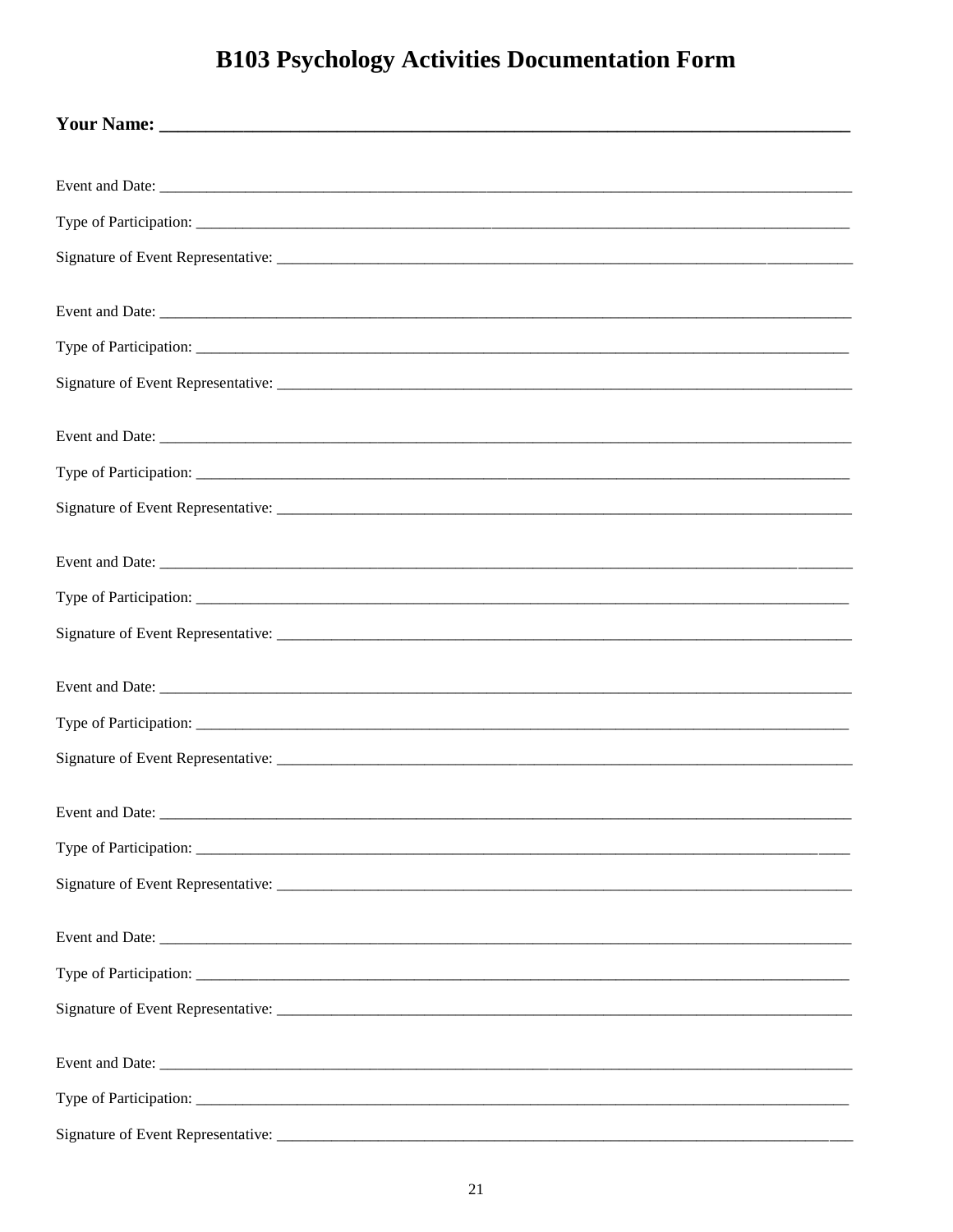# B103 Psychology Activities Documentation Form

**Your Name: ___________________________________________________________________________**

Event and Date: ___________________________________________________________________________

Type of Participation: ______________________________________________________________________

Signature of Event Representative: ____________________________________________________________

Event and Date: ___________________________________________________________________________

Type of Participation: ______________________________________________________________________

Signature of Event Representative: ____________________________________________________________

Event and Date: ___________________________________________________________________________

Type of Participation: ______________________________________________________________________

Signature of Event Representative: ____________________________________________________________

Event and Date: ___________________________________________________________________________

Type of Participation: ______________________________________________________________________

Signature of Event Representative: ____________________________________________________________

Event and Date: ___________________________________________________________________________

Type of Participation: ______________________________________________________________________

Signature of Event Representative: ____________________________________________________________

Event and Date: ___________________________________________________________________________

Type of Participation: ______________________________________________________________________

Signature of Event Representative: ____________________________________________________________

Event and Date: ___________________________________________________________________________

Type of Participation: ______________________________________________________________________

Signature of Event Representative: ____________________________________________________________

Event and Date: ___________________________________________________________________________

Type of Participation: ______________________________________________________________________

Signature of Event Representative: ____________________________________________________________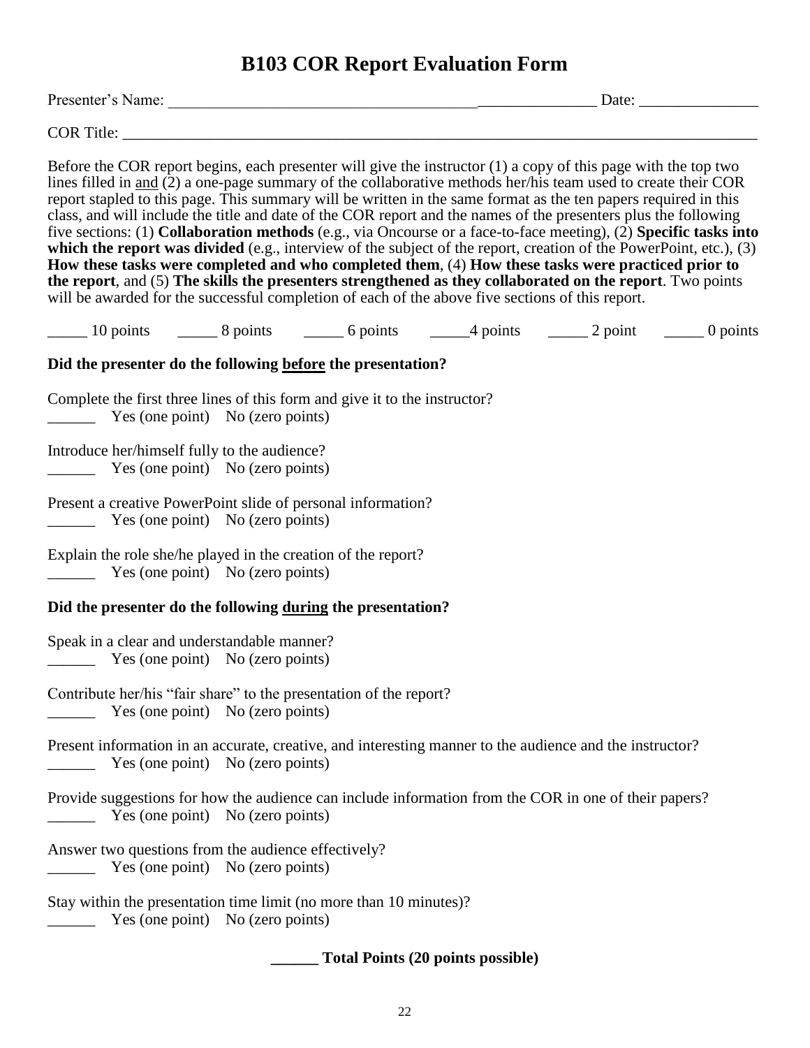# B103 COR Report Evaluation Form

Presenter's Name: ______________________________________________________ Date: _______________

COR Title: ______________________________________________________________________________________

Before the COR report begins, each presenter will give the instructor (1) a copy of this page with the top two lines filled in and (2) a one-page summary of the collaborative methods her/his team used to create their COR report stapled to this page. This summary will be written in the same format as the ten papers required in this class, and will include the title and date of the COR report and the names of the presenters plus the following five sections: (1) **Collaboration methods** (e.g., via Oncourse or a face-to-face meeting), (2) **Specific tasks into which the report was divided** (e.g., interview of the subject of the report, creation of the PowerPoint, etc.), (3) **How these tasks were completed and who completed them**, (4) **How these tasks were practiced prior to the report**, and (5) **The skills the presenters strengthened as they collaborated on the report**. Two points will be awarded for the successful completion of each of the above five sections of this report.

_____ 10 points _____ 8 points _____ 6 points _____4 points _____ 2 point _____ 0 points

**Did the presenter do the following before the presentation?**

Complete the first three lines of this form and give it to the instructor?
______ Yes (one point) No (zero points)

Introduce her/himself fully to the audience?
______ Yes (one point) No (zero points)

Present a creative PowerPoint slide of personal information?
______ Yes (one point) No (zero points)

Explain the role she/he played in the creation of the report?
______ Yes (one point) No (zero points)

**Did the presenter do the following during the presentation?**

Speak in a clear and understandable manner?
______ Yes (one point) No (zero points)

Contribute her/his "fair share" to the presentation of the report?
______ Yes (one point) No (zero points)

Present information in an accurate, creative, and interesting manner to the audience and the instructor?
______ Yes (one point) No (zero points)

Provide suggestions for how the audience can include information from the COR in one of their papers?
______ Yes (one point) No (zero points)

Answer two questions from the audience effectively?
______ Yes (one point) No (zero points)

Stay within the presentation time limit (no more than 10 minutes)?
______ Yes (one point) No (zero points)

**______ Total Points (20 points possible)**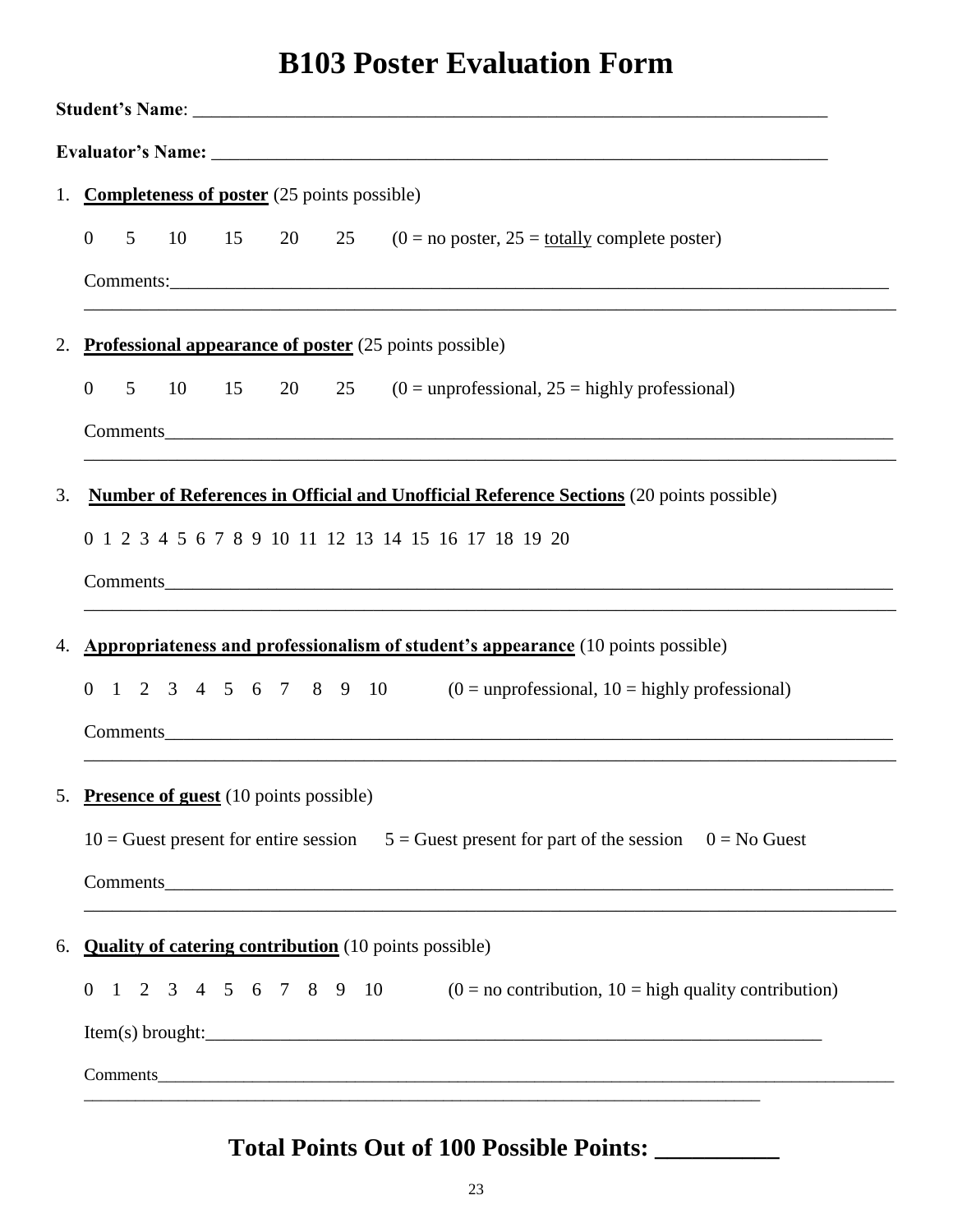# B103 Poster Evaluation Form

**Student's Name**: ___________________________________________________________________

**Evaluator's Name:** ________________________________________________________________

1. **Completeness of poster** (25 points possible)

   0 5 10 15 20 25 (0 = no poster, 25 = totally complete poster)

   Comments:_____________________________________________________________________________
   ______________________________________________________________________________________

2. **Professional appearance of poster** (25 points possible)

   0 5 10 15 20 25 (0 = unprofessional, 25 = highly professional)

   Comments______________________________________________________________________________
   ______________________________________________________________________________________

3. **Number of References in Official and Unofficial Reference Sections** (20 points possible)

   0 1 2 3 4 5 6 7 8 9 10 11 12 13 14 15 16 17 18 19 20

   Comments______________________________________________________________________________
   ______________________________________________________________________________________

4. **Appropriateness and professionalism of student's appearance** (10 points possible)

   0 1 2 3 4 5 6 7 8 9 10 (0 = unprofessional, 10 = highly professional)

   Comments______________________________________________________________________________
   ______________________________________________________________________________________

5. **Presence of guest** (10 points possible)

   10 = Guest present for entire session 5 = Guest present for part of the session 0 = No Guest

   Comments______________________________________________________________________________
   ______________________________________________________________________________________

6. **Quality of catering contribution** (10 points possible)

   0 1 2 3 4 5 6 7 8 9 10 (0 = no contribution, 10 = high quality contribution)

   Item(s) brought:______________________________________________________________________

   Comments______________________________________________________________________________
   ______________________________________________________________________________________

## Total Points Out of 100 Possible Points: __________